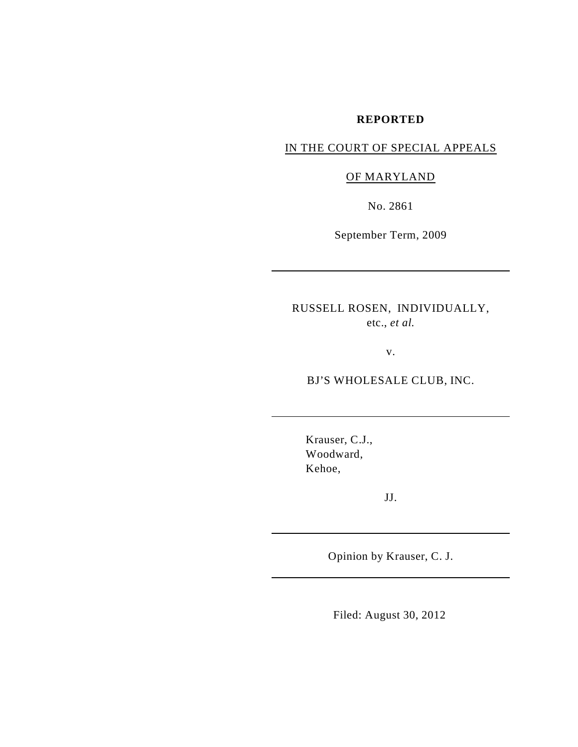**REPORTED**

IN THE COURT OF SPECIAL APPEALS

OF MARYLAND

No. 2861

September Term, 2009

---

RUSSELL ROSEN, INDIVIDUALLY, etc., *et al.*

v.

BJ'S WHOLESALE CLUB, INC.

---

Krauser, C.J.,
Woodward,
Kehoe,

JJ.

---

Opinion by Krauser, C. J.

---

Filed: August 30, 2012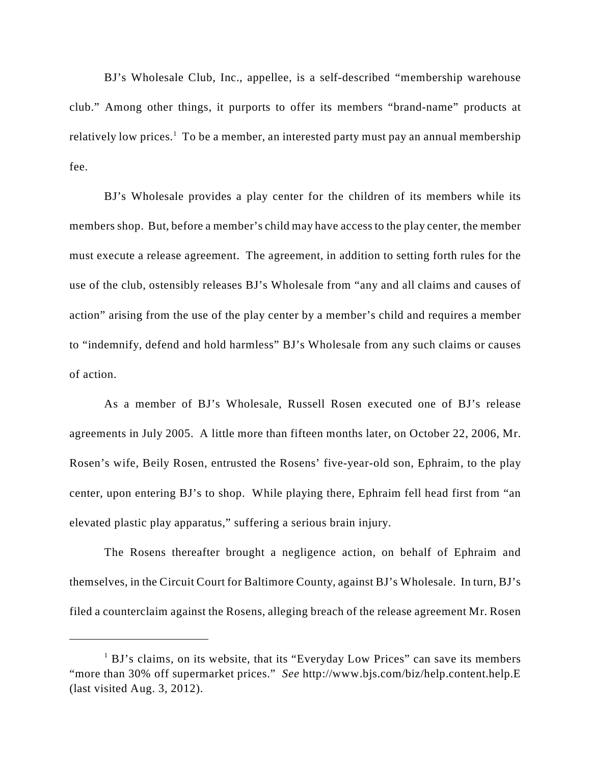BJ's Wholesale Club, Inc., appellee, is a self-described "membership warehouse club." Among other things, it purports to offer its members "brand-name" products at relatively low prices.[1] To be a member, an interested party must pay an annual membership fee.

BJ's Wholesale provides a play center for the children of its members while its members shop. But, before a member's child may have access to the play center, the member must execute a release agreement. The agreement, in addition to setting forth rules for the use of the club, ostensibly releases BJ's Wholesale from "any and all claims and causes of action" arising from the use of the play center by a member's child and requires a member to "indemnify, defend and hold harmless" BJ's Wholesale from any such claims or causes of action.

As a member of BJ's Wholesale, Russell Rosen executed one of BJ's release agreements in July 2005. A little more than fifteen months later, on October 22, 2006, Mr. Rosen's wife, Beily Rosen, entrusted the Rosens' five-year-old son, Ephraim, to the play center, upon entering BJ's to shop. While playing there, Ephraim fell head first from "an elevated plastic play apparatus," suffering a serious brain injury.

The Rosens thereafter brought a negligence action, on behalf of Ephraim and themselves, in the Circuit Court for Baltimore County, against BJ's Wholesale. In turn, BJ's filed a counterclaim against the Rosens, alleging breach of the release agreement Mr. Rosen

---

[1] BJ's claims, on its website, that its "Everyday Low Prices" can save its members "more than 30% off supermarket prices." *See* http://www.bjs.com/biz/help.content.help.E (last visited Aug. 3, 2012).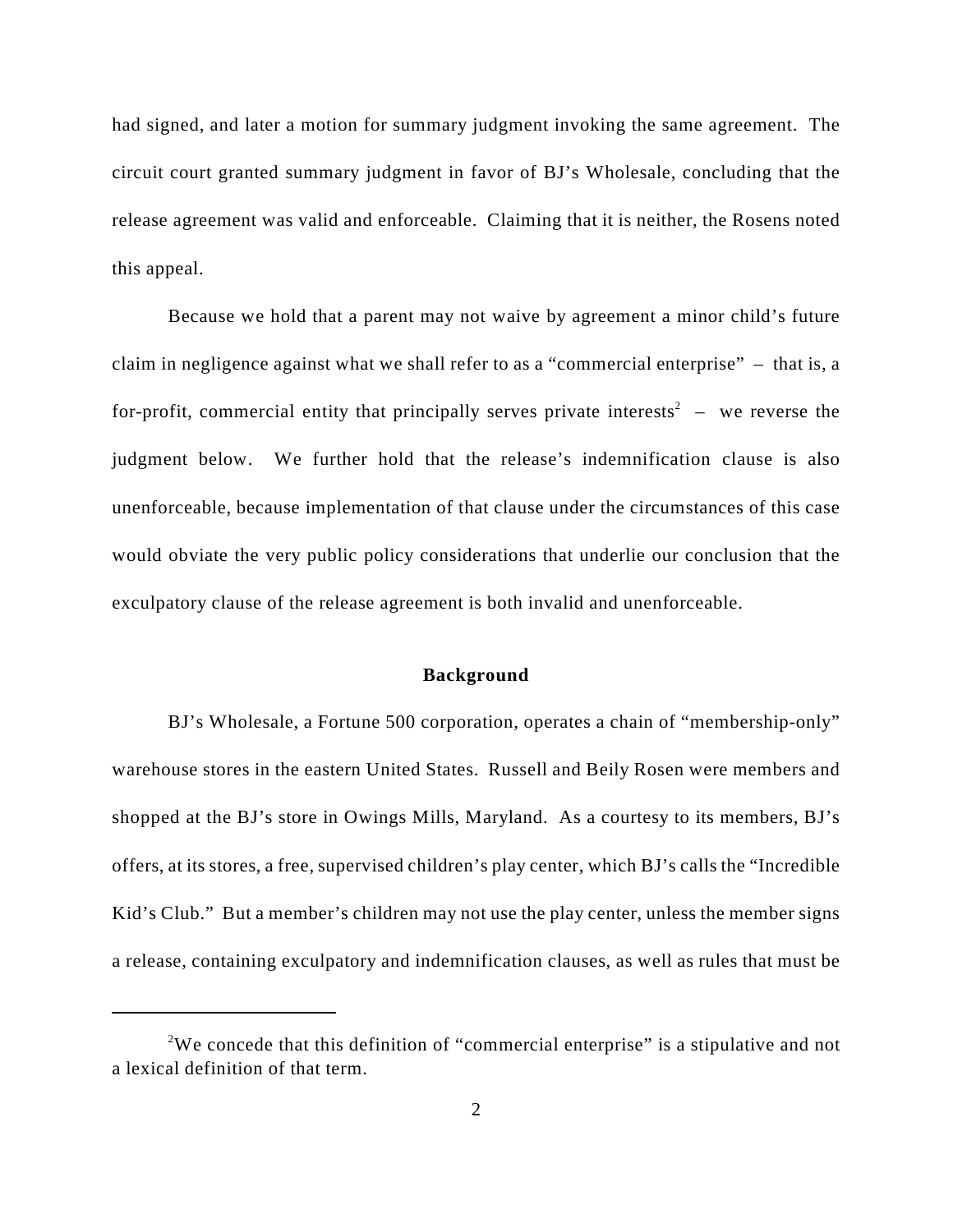had signed, and later a motion for summary judgment invoking the same agreement. The circuit court granted summary judgment in favor of BJ's Wholesale, concluding that the release agreement was valid and enforceable. Claiming that it is neither, the Rosens noted this appeal.

Because we hold that a parent may not waive by agreement a minor child's future claim in negligence against what we shall refer to as a "commercial enterprise" – that is, a for-profit, commercial entity that principally serves private interests[2] – we reverse the judgment below. We further hold that the release's indemnification clause is also unenforceable, because implementation of that clause under the circumstances of this case would obviate the very public policy considerations that underlie our conclusion that the exculpatory clause of the release agreement is both invalid and unenforceable.

## Background

BJ's Wholesale, a Fortune 500 corporation, operates a chain of "membership-only" warehouse stores in the eastern United States. Russell and Beily Rosen were members and shopped at the BJ's store in Owings Mills, Maryland. As a courtesy to its members, BJ's offers, at its stores, a free, supervised children's play center, which BJ's calls the "Incredible Kid's Club." But a member's children may not use the play center, unless the member signs a release, containing exculpatory and indemnification clauses, as well as rules that must be

[2] We concede that this definition of "commercial enterprise" is a stipulative and not a lexical definition of that term.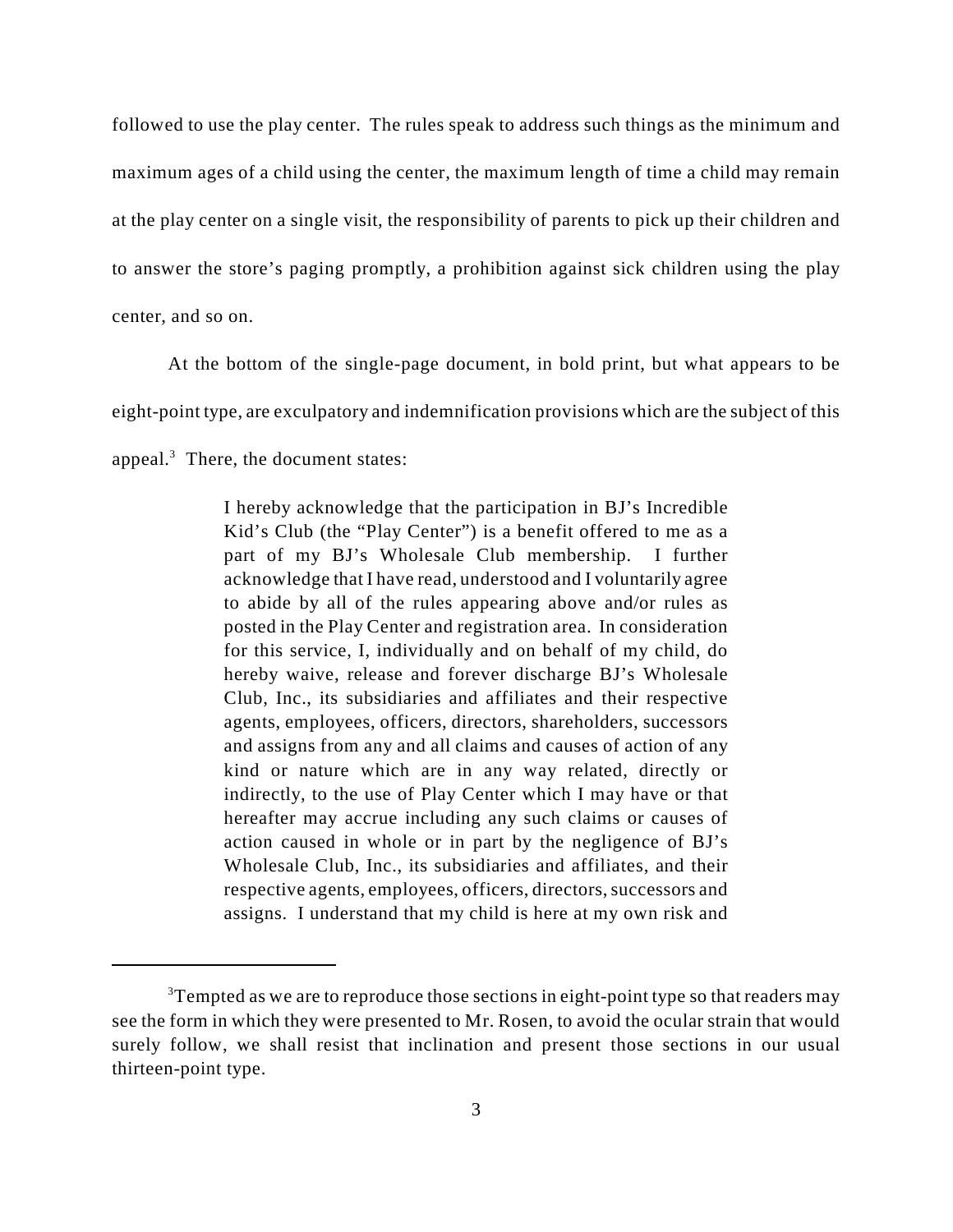followed to use the play center. The rules speak to address such things as the minimum and maximum ages of a child using the center, the maximum length of time a child may remain at the play center on a single visit, the responsibility of parents to pick up their children and to answer the store's paging promptly, a prohibition against sick children using the play center, and so on.

At the bottom of the single-page document, in bold print, but what appears to be eight-point type, are exculpatory and indemnification provisions which are the subject of this appeal.[3] There, the document states:

> I hereby acknowledge that the participation in BJ's Incredible Kid's Club (the "Play Center") is a benefit offered to me as a part of my BJ's Wholesale Club membership. I further acknowledge that I have read, understood and I voluntarily agree to abide by all of the rules appearing above and/or rules as posted in the Play Center and registration area. In consideration for this service, I, individually and on behalf of my child, do hereby waive, release and forever discharge BJ's Wholesale Club, Inc., its subsidiaries and affiliates and their respective agents, employees, officers, directors, shareholders, successors and assigns from any and all claims and causes of action of any kind or nature which are in any way related, directly or indirectly, to the use of Play Center which I may have or that hereafter may accrue including any such claims or causes of action caused in whole or in part by the negligence of BJ's Wholesale Club, Inc., its subsidiaries and affiliates, and their respective agents, employees, officers, directors, successors and assigns. I understand that my child is here at my own risk and

---

[3] Tempted as we are to reproduce those sections in eight-point type so that readers may see the form in which they were presented to Mr. Rosen, to avoid the ocular strain that would surely follow, we shall resist that inclination and present those sections in our usual thirteen-point type.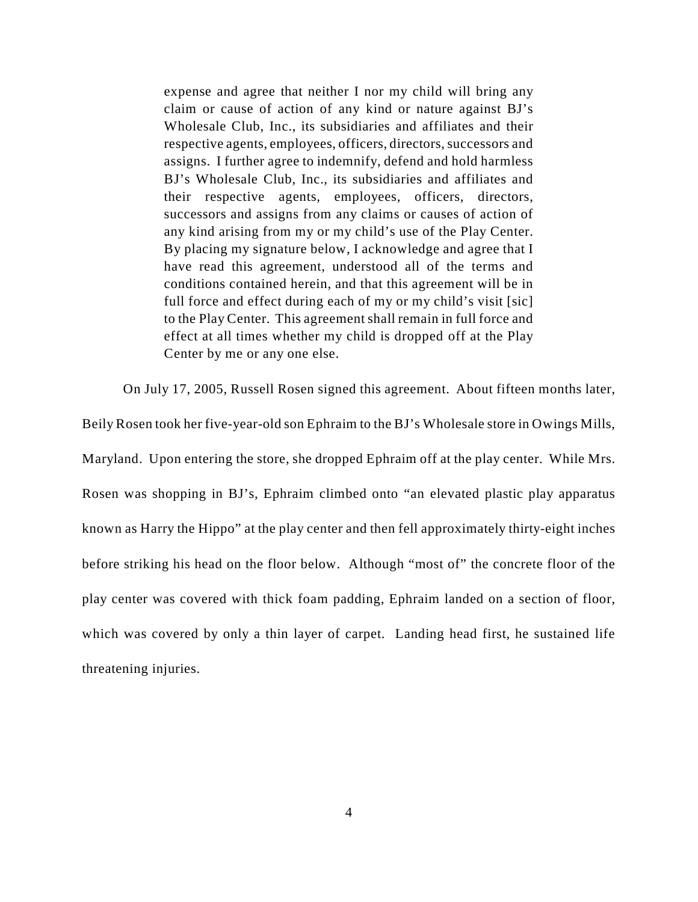> expense and agree that neither I nor my child will bring any claim or cause of action of any kind or nature against BJ's Wholesale Club, Inc., its subsidiaries and affiliates and their respective agents, employees, officers, directors, successors and assigns. I further agree to indemnify, defend and hold harmless BJ's Wholesale Club, Inc., its subsidiaries and affiliates and their respective agents, employees, officers, directors, successors and assigns from any claims or causes of action of any kind arising from my or my child's use of the Play Center. By placing my signature below, I acknowledge and agree that I have read this agreement, understood all of the terms and conditions contained herein, and that this agreement will be in full force and effect during each of my or my child's visit [sic] to the Play Center. This agreement shall remain in full force and effect at all times whether my child is dropped off at the Play Center by me or any one else.

On July 17, 2005, Russell Rosen signed this agreement. About fifteen months later, Beily Rosen took her five-year-old son Ephraim to the BJ's Wholesale store in Owings Mills, Maryland. Upon entering the store, she dropped Ephraim off at the play center. While Mrs. Rosen was shopping in BJ's, Ephraim climbed onto "an elevated plastic play apparatus known as Harry the Hippo" at the play center and then fell approximately thirty-eight inches before striking his head on the floor below. Although "most of" the concrete floor of the play center was covered with thick foam padding, Ephraim landed on a section of floor, which was covered by only a thin layer of carpet. Landing head first, he sustained life threatening injuries.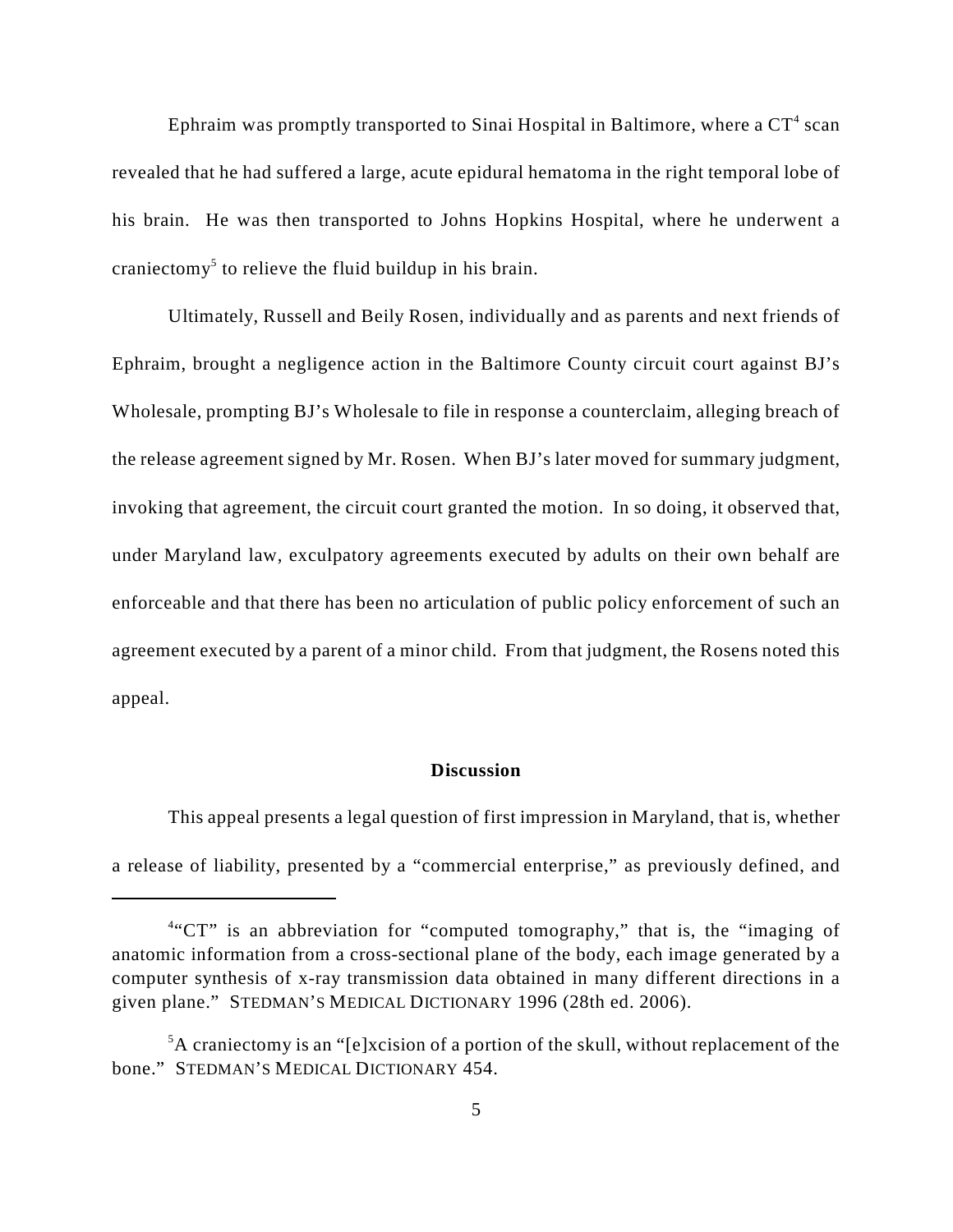Ephraim was promptly transported to Sinai Hospital in Baltimore, where a CT[4] scan revealed that he had suffered a large, acute epidural hematoma in the right temporal lobe of his brain. He was then transported to Johns Hopkins Hospital, where he underwent a craniectomy[5] to relieve the fluid buildup in his brain.

Ultimately, Russell and Beily Rosen, individually and as parents and next friends of Ephraim, brought a negligence action in the Baltimore County circuit court against BJ's Wholesale, prompting BJ's Wholesale to file in response a counterclaim, alleging breach of the release agreement signed by Mr. Rosen. When BJ's later moved for summary judgment, invoking that agreement, the circuit court granted the motion. In so doing, it observed that, under Maryland law, exculpatory agreements executed by adults on their own behalf are enforceable and that there has been no articulation of public policy enforcement of such an agreement executed by a parent of a minor child. From that judgment, the Rosens noted this appeal.

## Discussion

This appeal presents a legal question of first impression in Maryland, that is, whether a release of liability, presented by a "commercial enterprise," as previously defined, and

---

[4]"CT" is an abbreviation for "computed tomography," that is, the "imaging of anatomic information from a cross-sectional plane of the body, each image generated by a computer synthesis of x-ray transmission data obtained in many different directions in a given plane." STEDMAN'S MEDICAL DICTIONARY 1996 (28th ed. 2006).

[5]A craniectomy is an "[e]xcision of a portion of the skull, without replacement of the bone." STEDMAN'S MEDICAL DICTIONARY 454.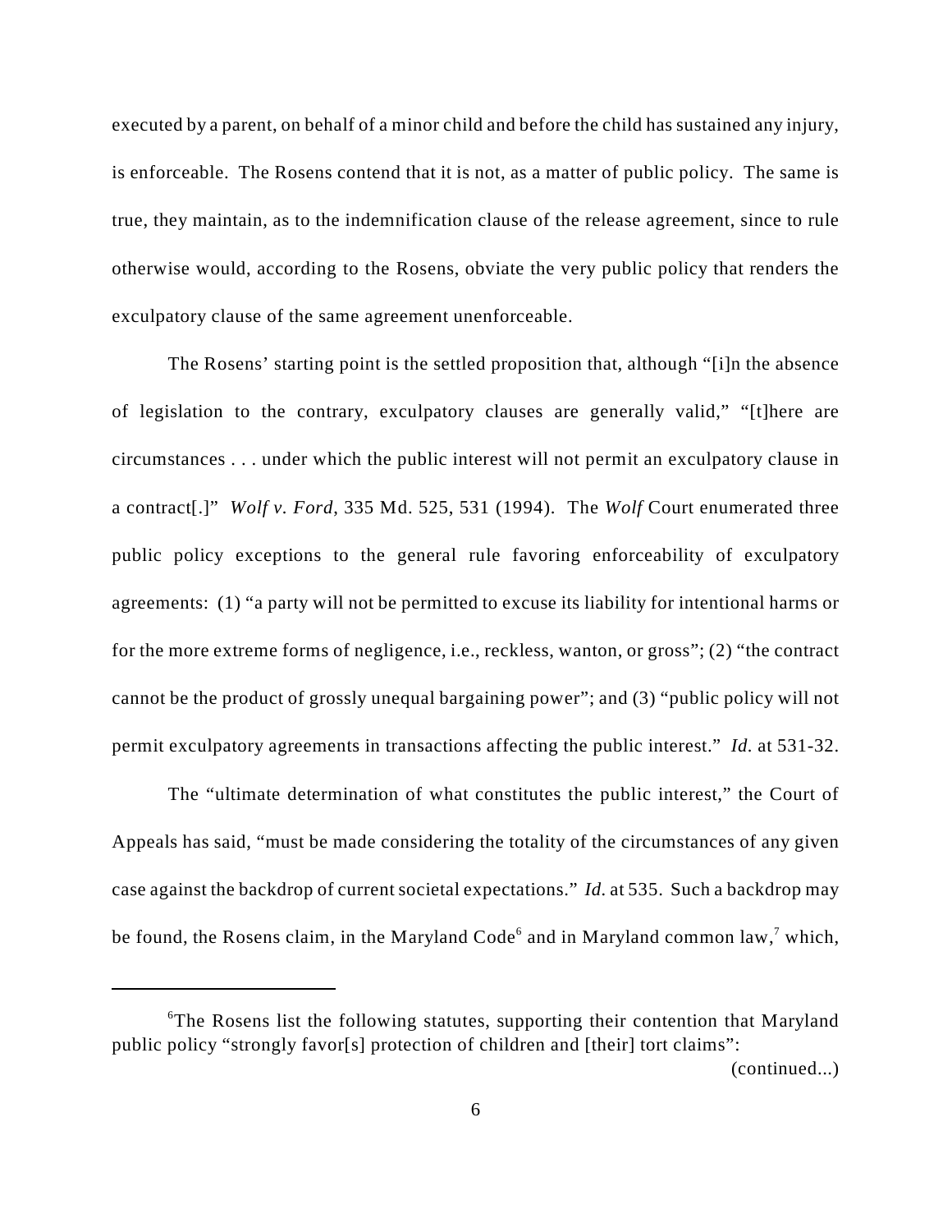executed by a parent, on behalf of a minor child and before the child has sustained any injury, is enforceable. The Rosens contend that it is not, as a matter of public policy. The same is true, they maintain, as to the indemnification clause of the release agreement, since to rule otherwise would, according to the Rosens, obviate the very public policy that renders the exculpatory clause of the same agreement unenforceable.

The Rosens' starting point is the settled proposition that, although "[i]n the absence of legislation to the contrary, exculpatory clauses are generally valid," "[t]here are circumstances . . . under which the public interest will not permit an exculpatory clause in a contract[.]" *Wolf v. Ford*, 335 Md. 525, 531 (1994). The *Wolf* Court enumerated three public policy exceptions to the general rule favoring enforceability of exculpatory agreements: (1) "a party will not be permitted to excuse its liability for intentional harms or for the more extreme forms of negligence, i.e., reckless, wanton, or gross"; (2) "the contract cannot be the product of grossly unequal bargaining power"; and (3) "public policy will not permit exculpatory agreements in transactions affecting the public interest." *Id.* at 531-32.

The "ultimate determination of what constitutes the public interest," the Court of Appeals has said, "must be made considering the totality of the circumstances of any given case against the backdrop of current societal expectations." *Id.* at 535. Such a backdrop may be found, the Rosens claim, in the Maryland Code[6] and in Maryland common law,[7] which,

---

[6]The Rosens list the following statutes, supporting their contention that Maryland public policy "strongly favor[s] protection of children and [their] tort claims":

(continued...)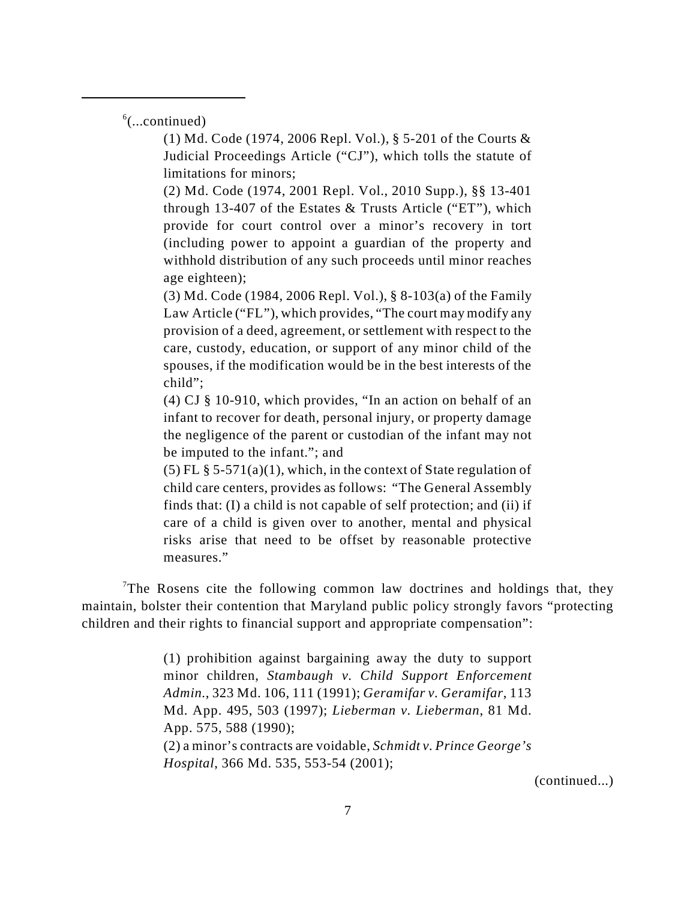[6](...continued)

> (1) Md. Code (1974, 2006 Repl. Vol.), § 5-201 of the Courts & Judicial Proceedings Article ("CJ"), which tolls the statute of limitations for minors;
>
> (2) Md. Code (1974, 2001 Repl. Vol., 2010 Supp.), §§ 13-401 through 13-407 of the Estates & Trusts Article ("ET"), which provide for court control over a minor's recovery in tort (including power to appoint a guardian of the property and withhold distribution of any such proceeds until minor reaches age eighteen);
>
> (3) Md. Code (1984, 2006 Repl. Vol.), § 8-103(a) of the Family Law Article ("FL"), which provides, "The court may modify any provision of a deed, agreement, or settlement with respect to the care, custody, education, or support of any minor child of the spouses, if the modification would be in the best interests of the child";
>
> (4) CJ § 10-910, which provides, "In an action on behalf of an infant to recover for death, personal injury, or property damage the negligence of the parent or custodian of the infant may not be imputed to the infant."; and
>
> (5) FL § 5-571(a)(1), which, in the context of State regulation of child care centers, provides as follows: "The General Assembly finds that: (I) a child is not capable of self protection; and (ii) if care of a child is given over to another, mental and physical risks arise that need to be offset by reasonable protective measures."

[7]The Rosens cite the following common law doctrines and holdings that, they maintain, bolster their contention that Maryland public policy strongly favors "protecting children and their rights to financial support and appropriate compensation":

> (1) prohibition against bargaining away the duty to support minor children, *Stambaugh v. Child Support Enforcement Admin.*, 323 Md. 106, 111 (1991); *Geramifar v. Geramifar*, 113 Md. App. 495, 503 (1997); *Lieberman v. Lieberman*, 81 Md. App. 575, 588 (1990);
>
> (2) a minor's contracts are voidable, *Schmidt v. Prince George's Hospital*, 366 Md. 535, 553-54 (2001);

(continued...)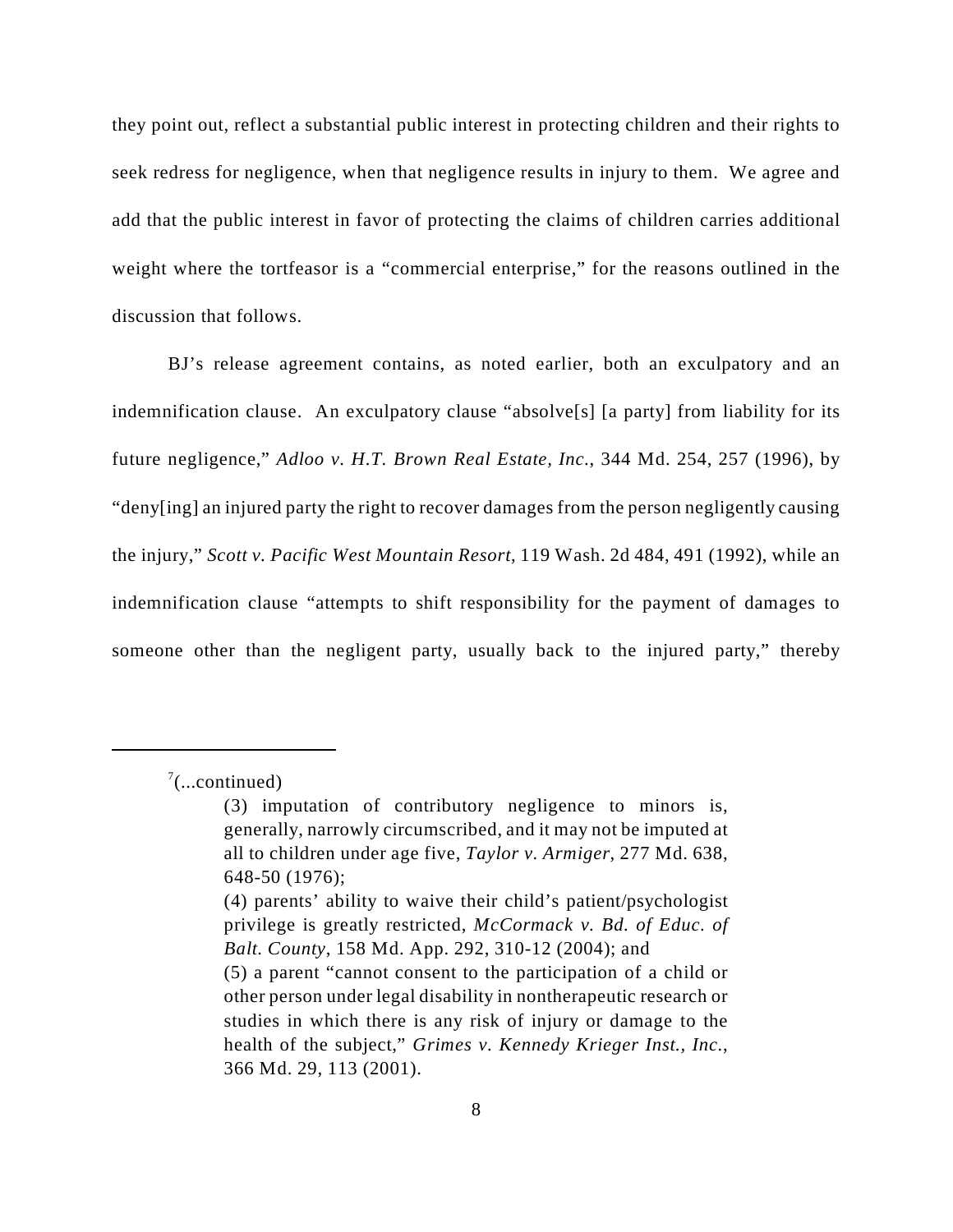they point out, reflect a substantial public interest in protecting children and their rights to seek redress for negligence, when that negligence results in injury to them. We agree and add that the public interest in favor of protecting the claims of children carries additional weight where the tortfeasor is a "commercial enterprise," for the reasons outlined in the discussion that follows.

BJ's release agreement contains, as noted earlier, both an exculpatory and an indemnification clause. An exculpatory clause "absolve[s] [a party] from liability for its future negligence," *Adloo v. H.T. Brown Real Estate, Inc.*, 344 Md. 254, 257 (1996), by "deny[ing] an injured party the right to recover damages from the person negligently causing the injury," *Scott v. Pacific West Mountain Resort*, 119 Wash. 2d 484, 491 (1992), while an indemnification clause "attempts to shift responsibility for the payment of damages to someone other than the negligent party, usually back to the injured party," thereby

---

[7](...continued)

> (3) imputation of contributory negligence to minors is, generally, narrowly circumscribed, and it may not be imputed at all to children under age five, *Taylor v. Armiger*, 277 Md. 638, 648-50 (1976);
>
> (4) parents' ability to waive their child's patient/psychologist privilege is greatly restricted, *McCormack v. Bd. of Educ. of Balt. County*, 158 Md. App. 292, 310-12 (2004); and
>
> (5) a parent "cannot consent to the participation of a child or other person under legal disability in nontherapeutic research or studies in which there is any risk of injury or damage to the health of the subject," *Grimes v. Kennedy Krieger Inst., Inc.*, 366 Md. 29, 113 (2001).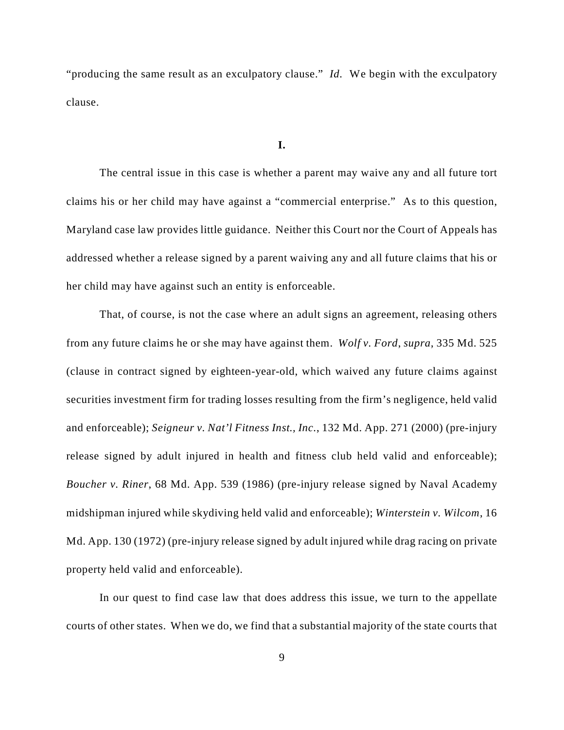"producing the same result as an exculpatory clause." *Id.* We begin with the exculpatory clause.

**I.**

The central issue in this case is whether a parent may waive any and all future tort claims his or her child may have against a "commercial enterprise." As to this question, Maryland case law provides little guidance. Neither this Court nor the Court of Appeals has addressed whether a release signed by a parent waiving any and all future claims that his or her child may have against such an entity is enforceable.

That, of course, is not the case where an adult signs an agreement, releasing others from any future claims he or she may have against them. *Wolf v. Ford*, *supra*, 335 Md. 525 (clause in contract signed by eighteen-year-old, which waived any future claims against securities investment firm for trading losses resulting from the firm's negligence, held valid and enforceable); *Seigneur v. Nat'l Fitness Inst., Inc.*, 132 Md. App. 271 (2000) (pre-injury release signed by adult injured in health and fitness club held valid and enforceable); *Boucher v. Riner*, 68 Md. App. 539 (1986) (pre-injury release signed by Naval Academy midshipman injured while skydiving held valid and enforceable); *Winterstein v. Wilcom*, 16 Md. App. 130 (1972) (pre-injury release signed by adult injured while drag racing on private property held valid and enforceable).

In our quest to find case law that does address this issue, we turn to the appellate courts of other states. When we do, we find that a substantial majority of the state courts that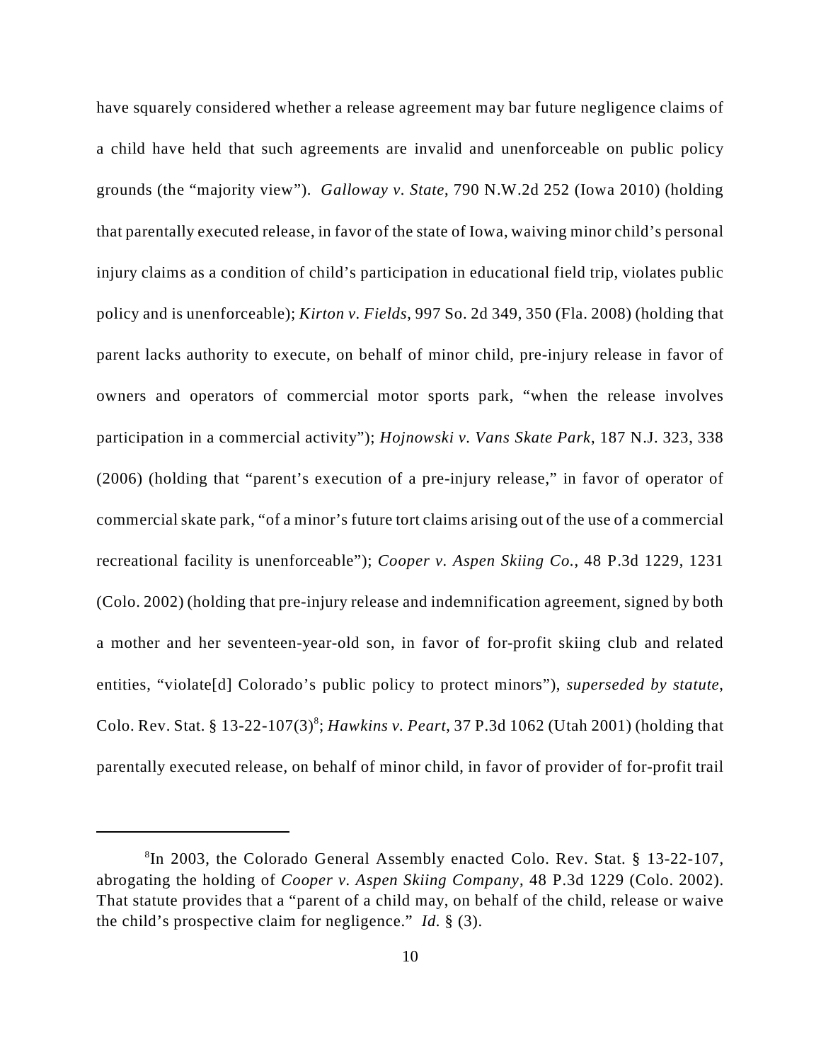have squarely considered whether a release agreement may bar future negligence claims of a child have held that such agreements are invalid and unenforceable on public policy grounds (the "majority view"). *Galloway v. State*, 790 N.W.2d 252 (Iowa 2010) (holding that parentally executed release, in favor of the state of Iowa, waiving minor child's personal injury claims as a condition of child's participation in educational field trip, violates public policy and is unenforceable); *Kirton v. Fields*, 997 So. 2d 349, 350 (Fla. 2008) (holding that parent lacks authority to execute, on behalf of minor child, pre-injury release in favor of owners and operators of commercial motor sports park, "when the release involves participation in a commercial activity"); *Hojnowski v. Vans Skate Park*, 187 N.J. 323, 338 (2006) (holding that "parent's execution of a pre-injury release," in favor of operator of commercial skate park, "of a minor's future tort claims arising out of the use of a commercial recreational facility is unenforceable"); *Cooper v. Aspen Skiing Co.*, 48 P.3d 1229, 1231 (Colo. 2002) (holding that pre-injury release and indemnification agreement, signed by both a mother and her seventeen-year-old son, in favor of for-profit skiing club and related entities, "violate[d] Colorado's public policy to protect minors"), *superseded by statute*, Colo. Rev. Stat. § 13-22-107(3)[8]; *Hawkins v. Peart*, 37 P.3d 1062 (Utah 2001) (holding that parentally executed release, on behalf of minor child, in favor of provider of for-profit trail

---

[8] In 2003, the Colorado General Assembly enacted Colo. Rev. Stat. § 13-22-107, abrogating the holding of *Cooper v. Aspen Skiing Company*, 48 P.3d 1229 (Colo. 2002). That statute provides that a "parent of a child may, on behalf of the child, release or waive the child's prospective claim for negligence." *Id.* § (3).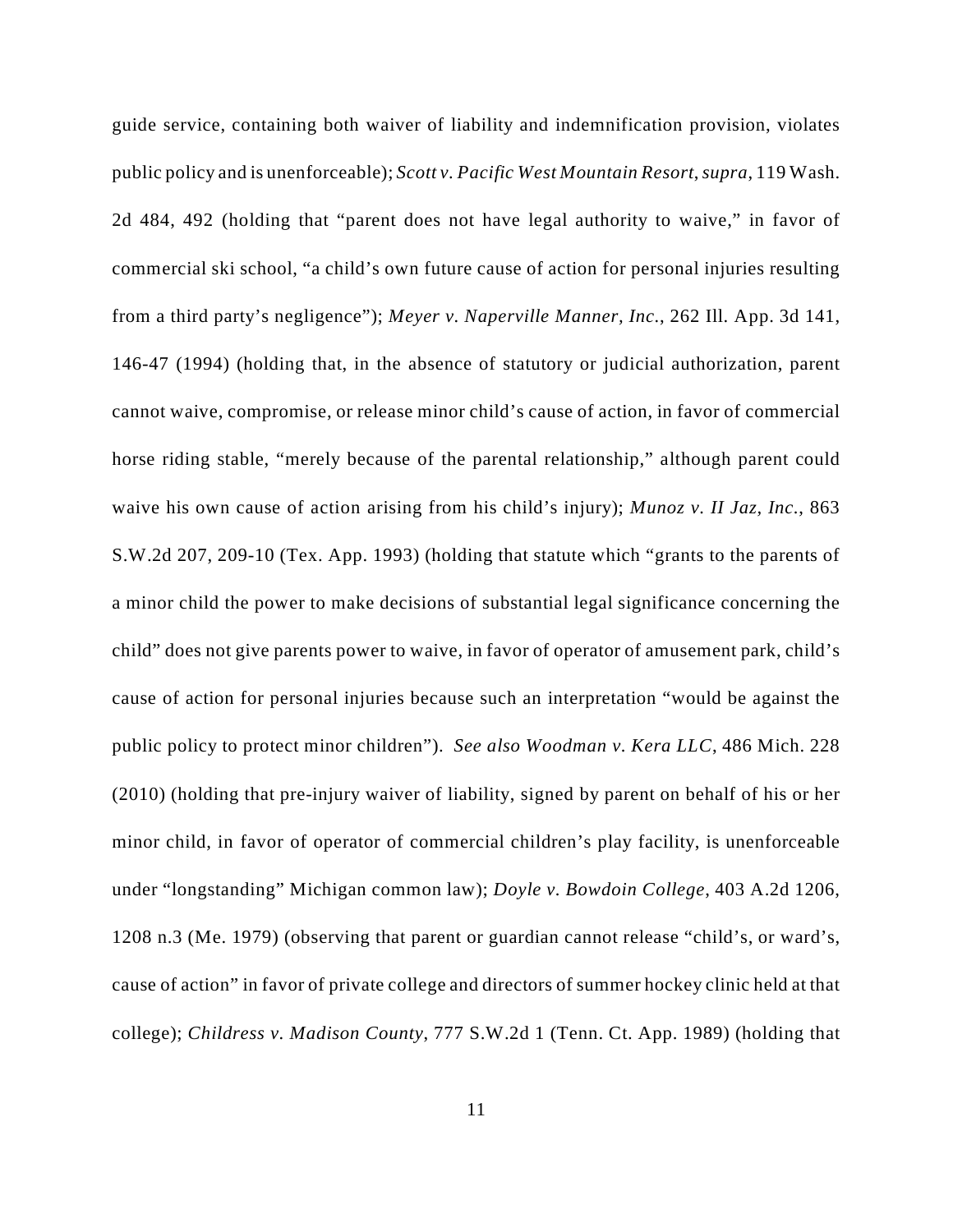guide service, containing both waiver of liability and indemnification provision, violates public policy and is unenforceable); *Scott v. Pacific West Mountain Resort*, *supra*, 119 Wash. 2d 484, 492 (holding that "parent does not have legal authority to waive," in favor of commercial ski school, "a child's own future cause of action for personal injuries resulting from a third party's negligence"); *Meyer v. Naperville Manner, Inc.*, 262 Ill. App. 3d 141, 146-47 (1994) (holding that, in the absence of statutory or judicial authorization, parent cannot waive, compromise, or release minor child's cause of action, in favor of commercial horse riding stable, "merely because of the parental relationship," although parent could waive his own cause of action arising from his child's injury); *Munoz v. II Jaz, Inc.*, 863 S.W.2d 207, 209-10 (Tex. App. 1993) (holding that statute which "grants to the parents of a minor child the power to make decisions of substantial legal significance concerning the child" does not give parents power to waive, in favor of operator of amusement park, child's cause of action for personal injuries because such an interpretation "would be against the public policy to protect minor children"). *See also Woodman v. Kera LLC*, 486 Mich. 228 (2010) (holding that pre-injury waiver of liability, signed by parent on behalf of his or her minor child, in favor of operator of commercial children's play facility, is unenforceable under "longstanding" Michigan common law); *Doyle v. Bowdoin College*, 403 A.2d 1206, 1208 n.3 (Me. 1979) (observing that parent or guardian cannot release "child's, or ward's, cause of action" in favor of private college and directors of summer hockey clinic held at that college); *Childress v. Madison County*, 777 S.W.2d 1 (Tenn. Ct. App. 1989) (holding that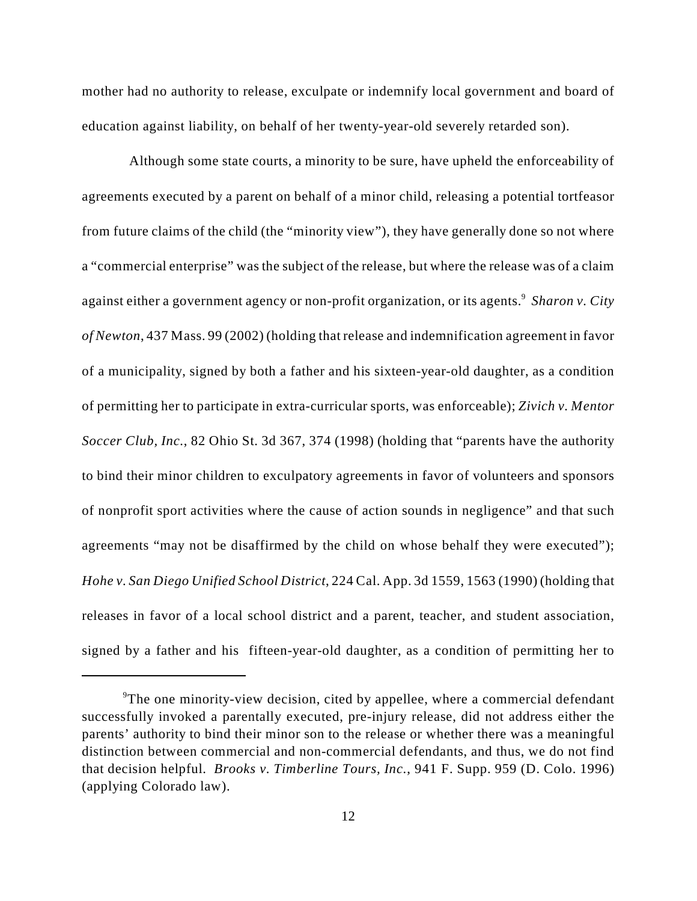mother had no authority to release, exculpate or indemnify local government and board of education against liability, on behalf of her twenty-year-old severely retarded son).

Although some state courts, a minority to be sure, have upheld the enforceability of agreements executed by a parent on behalf of a minor child, releasing a potential tortfeasor from future claims of the child (the "minority view"), they have generally done so not where a "commercial enterprise" was the subject of the release, but where the release was of a claim against either a government agency or non-profit organization, or its agents.[9] *Sharon v. City of Newton*, 437 Mass. 99 (2002) (holding that release and indemnification agreement in favor of a municipality, signed by both a father and his sixteen-year-old daughter, as a condition of permitting her to participate in extra-curricular sports, was enforceable); *Zivich v. Mentor Soccer Club, Inc.*, 82 Ohio St. 3d 367, 374 (1998) (holding that "parents have the authority to bind their minor children to exculpatory agreements in favor of volunteers and sponsors of nonprofit sport activities where the cause of action sounds in negligence" and that such agreements "may not be disaffirmed by the child on whose behalf they were executed"); *Hohe v. San Diego Unified School District*, 224 Cal. App. 3d 1559, 1563 (1990) (holding that releases in favor of a local school district and a parent, teacher, and student association, signed by a father and his fifteen-year-old daughter, as a condition of permitting her to

---

[9]The one minority-view decision, cited by appellee, where a commercial defendant successfully invoked a parentally executed, pre-injury release, did not address either the parents' authority to bind their minor son to the release or whether there was a meaningful distinction between commercial and non-commercial defendants, and thus, we do not find that decision helpful. *Brooks v. Timberline Tours, Inc.*, 941 F. Supp. 959 (D. Colo. 1996) (applying Colorado law).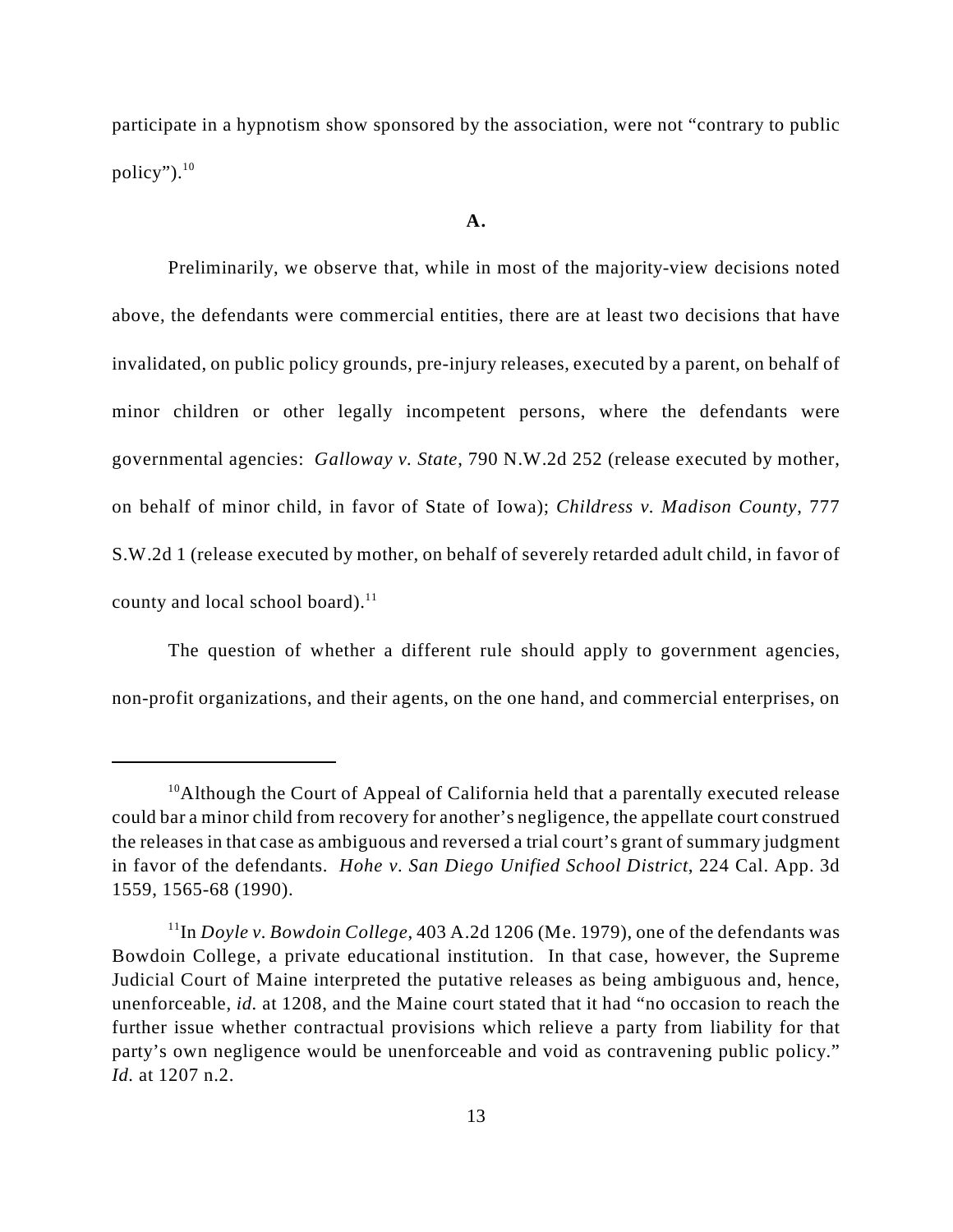participate in a hypnotism show sponsored by the association, were not "contrary to public policy").[10]

**A.**

Preliminarily, we observe that, while in most of the majority-view decisions noted above, the defendants were commercial entities, there are at least two decisions that have invalidated, on public policy grounds, pre-injury releases, executed by a parent, on behalf of minor children or other legally incompetent persons, where the defendants were governmental agencies: *Galloway v. State*, 790 N.W.2d 252 (release executed by mother, on behalf of minor child, in favor of State of Iowa); *Childress v. Madison County*, 777 S.W.2d 1 (release executed by mother, on behalf of severely retarded adult child, in favor of county and local school board).[11]

The question of whether a different rule should apply to government agencies, non-profit organizations, and their agents, on the one hand, and commercial enterprises, on

---

[10]Although the Court of Appeal of California held that a parentally executed release could bar a minor child from recovery for another's negligence, the appellate court construed the releases in that case as ambiguous and reversed a trial court's grant of summary judgment in favor of the defendants. *Hohe v. San Diego Unified School District*, 224 Cal. App. 3d 1559, 1565-68 (1990).

[11]In *Doyle v. Bowdoin College*, 403 A.2d 1206 (Me. 1979), one of the defendants was Bowdoin College, a private educational institution. In that case, however, the Supreme Judicial Court of Maine interpreted the putative releases as being ambiguous and, hence, unenforceable, *id.* at 1208, and the Maine court stated that it had "no occasion to reach the further issue whether contractual provisions which relieve a party from liability for that party's own negligence would be unenforceable and void as contravening public policy." *Id.* at 1207 n.2.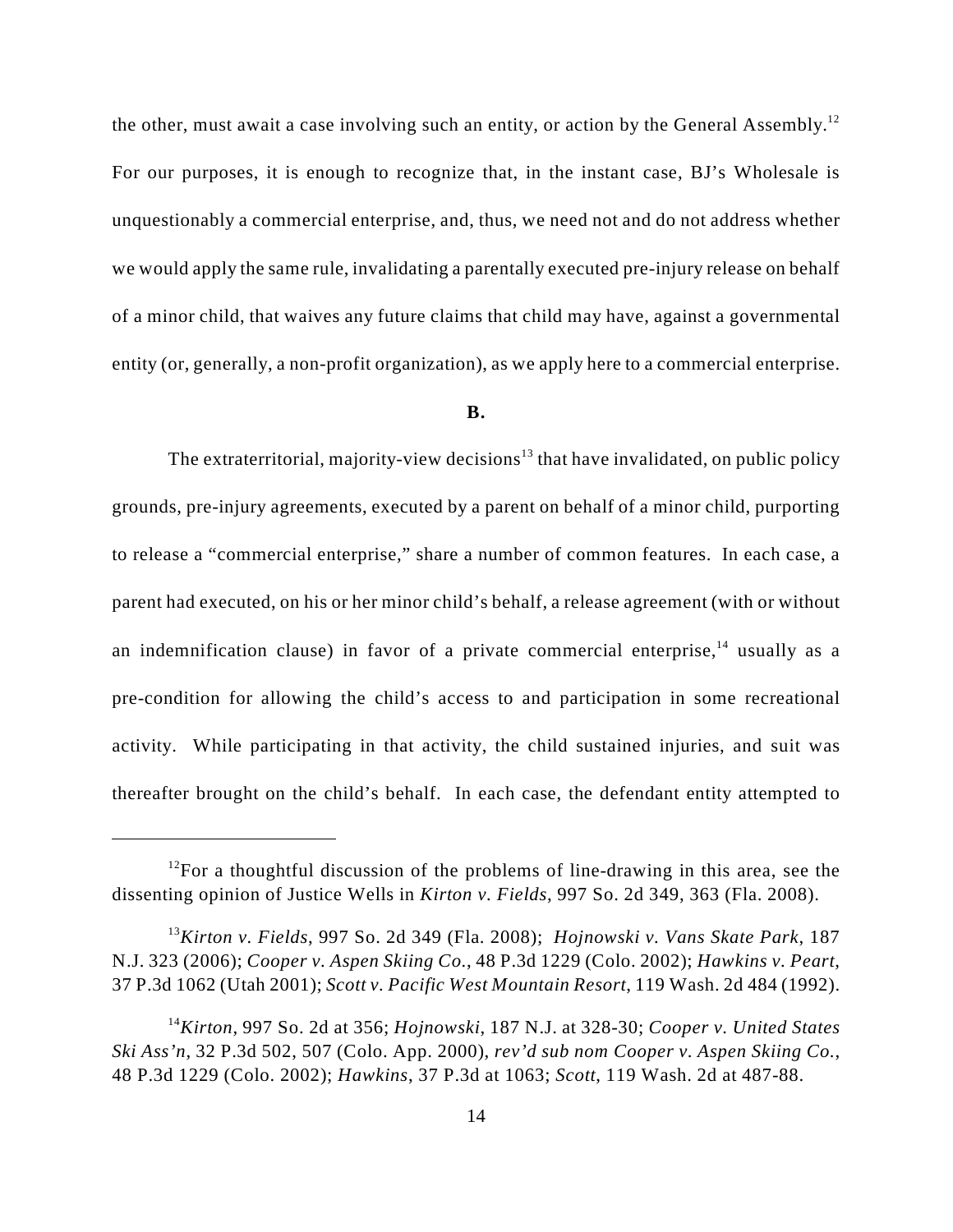the other, must await a case involving such an entity, or action by the General Assembly.[12] For our purposes, it is enough to recognize that, in the instant case, BJ's Wholesale is unquestionably a commercial enterprise, and, thus, we need not and do not address whether we would apply the same rule, invalidating a parentally executed pre-injury release on behalf of a minor child, that waives any future claims that child may have, against a governmental entity (or, generally, a non-profit organization), as we apply here to a commercial enterprise.

**B.**

The extraterritorial, majority-view decisions[13] that have invalidated, on public policy grounds, pre-injury agreements, executed by a parent on behalf of a minor child, purporting to release a "commercial enterprise," share a number of common features. In each case, a parent had executed, on his or her minor child's behalf, a release agreement (with or without an indemnification clause) in favor of a private commercial enterprise,[14] usually as a pre-condition for allowing the child's access to and participation in some recreational activity. While participating in that activity, the child sustained injuries, and suit was thereafter brought on the child's behalf. In each case, the defendant entity attempted to

---

[12] For a thoughtful discussion of the problems of line-drawing in this area, see the dissenting opinion of Justice Wells in *Kirton v. Fields*, 997 So. 2d 349, 363 (Fla. 2008).

[13] *Kirton v. Fields*, 997 So. 2d 349 (Fla. 2008); *Hojnowski v. Vans Skate Park*, 187 N.J. 323 (2006); *Cooper v. Aspen Skiing Co.*, 48 P.3d 1229 (Colo. 2002); *Hawkins v. Peart*, 37 P.3d 1062 (Utah 2001); *Scott v. Pacific West Mountain Resort*, 119 Wash. 2d 484 (1992).

[14] *Kirton*, 997 So. 2d at 356; *Hojnowski*, 187 N.J. at 328-30; *Cooper v. United States Ski Ass'n*, 32 P.3d 502, 507 (Colo. App. 2000), *rev'd sub nom Cooper v. Aspen Skiing Co.*, 48 P.3d 1229 (Colo. 2002); *Hawkins*, 37 P.3d at 1063; *Scott*, 119 Wash. 2d at 487-88.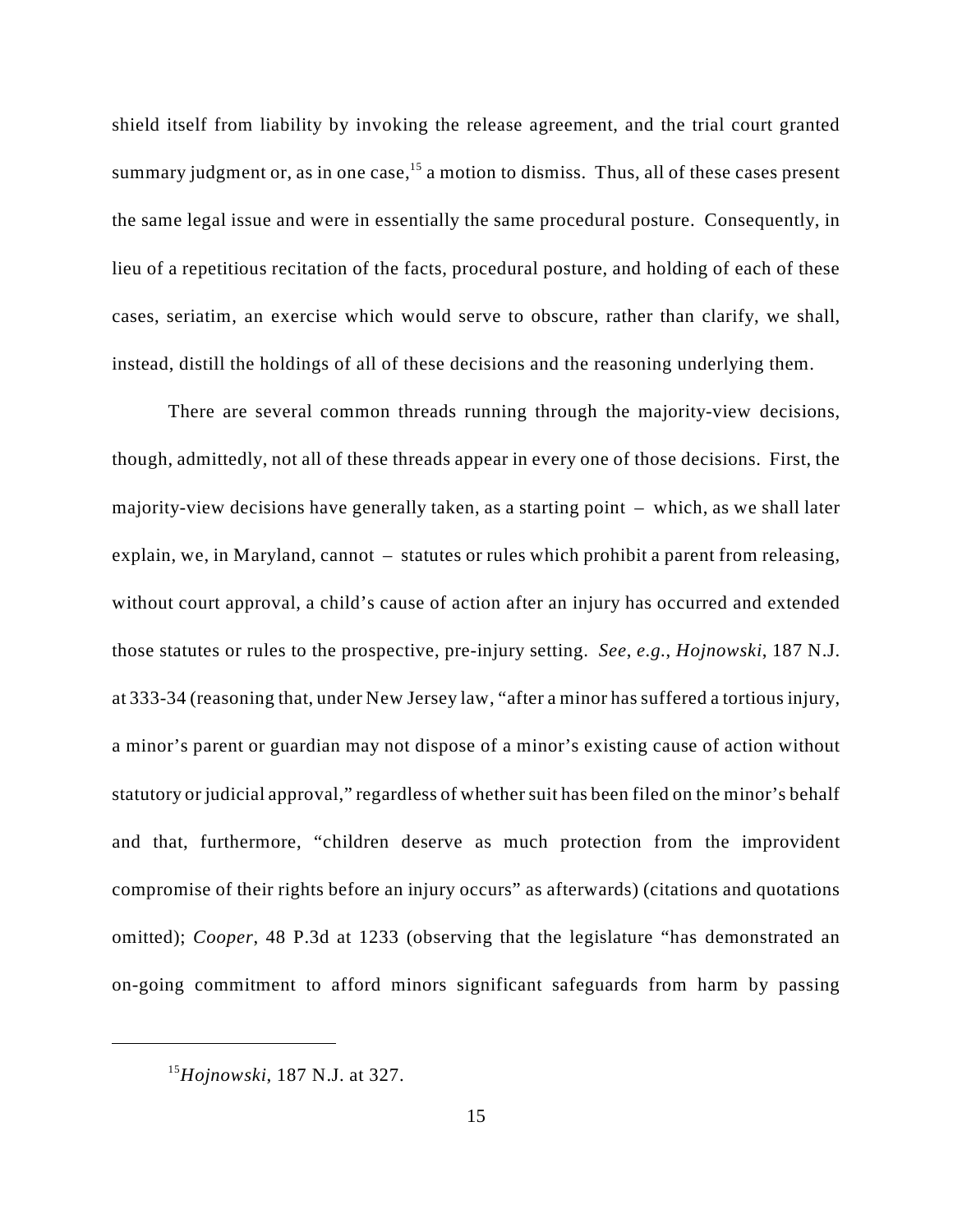shield itself from liability by invoking the release agreement, and the trial court granted summary judgment or, as in one case,[15] a motion to dismiss. Thus, all of these cases present the same legal issue and were in essentially the same procedural posture. Consequently, in lieu of a repetitious recitation of the facts, procedural posture, and holding of each of these cases, seriatim, an exercise which would serve to obscure, rather than clarify, we shall, instead, distill the holdings of all of these decisions and the reasoning underlying them.

There are several common threads running through the majority-view decisions, though, admittedly, not all of these threads appear in every one of those decisions. First, the majority-view decisions have generally taken, as a starting point – which, as we shall later explain, we, in Maryland, cannot – statutes or rules which prohibit a parent from releasing, without court approval, a child's cause of action after an injury has occurred and extended those statutes or rules to the prospective, pre-injury setting. *See*, *e.g.*, *Hojnowski*, 187 N.J. at 333-34 (reasoning that, under New Jersey law, "after a minor has suffered a tortious injury, a minor's parent or guardian may not dispose of a minor's existing cause of action without statutory or judicial approval," regardless of whether suit has been filed on the minor's behalf and that, furthermore, "children deserve as much protection from the improvident compromise of their rights before an injury occurs" as afterwards) (citations and quotations omitted); *Cooper*, 48 P.3d at 1233 (observing that the legislature "has demonstrated an on-going commitment to afford minors significant safeguards from harm by passing

[15] *Hojnowski*, 187 N.J. at 327.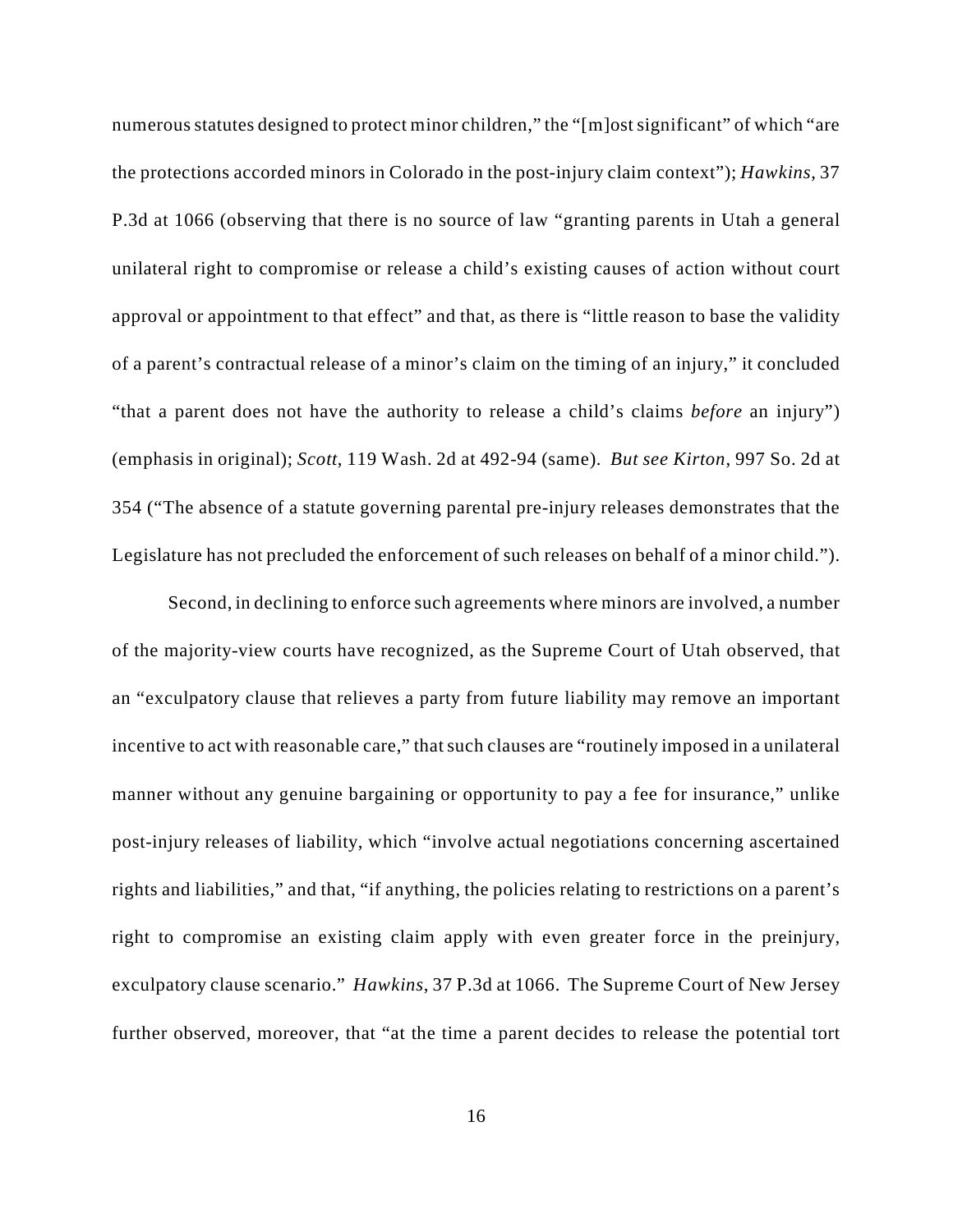numerous statutes designed to protect minor children," the "[m]ost significant" of which "are the protections accorded minors in Colorado in the post-injury claim context"); *Hawkins*, 37 P.3d at 1066 (observing that there is no source of law "granting parents in Utah a general unilateral right to compromise or release a child's existing causes of action without court approval or appointment to that effect" and that, as there is "little reason to base the validity of a parent's contractual release of a minor's claim on the timing of an injury," it concluded "that a parent does not have the authority to release a child's claims *before* an injury") (emphasis in original); *Scott*, 119 Wash. 2d at 492-94 (same). *But see Kirton*, 997 So. 2d at 354 ("The absence of a statute governing parental pre-injury releases demonstrates that the Legislature has not precluded the enforcement of such releases on behalf of a minor child.").

Second, in declining to enforce such agreements where minors are involved, a number of the majority-view courts have recognized, as the Supreme Court of Utah observed, that an "exculpatory clause that relieves a party from future liability may remove an important incentive to act with reasonable care," that such clauses are "routinely imposed in a unilateral manner without any genuine bargaining or opportunity to pay a fee for insurance," unlike post-injury releases of liability, which "involve actual negotiations concerning ascertained rights and liabilities," and that, "if anything, the policies relating to restrictions on a parent's right to compromise an existing claim apply with even greater force in the preinjury, exculpatory clause scenario." *Hawkins*, 37 P.3d at 1066. The Supreme Court of New Jersey further observed, moreover, that "at the time a parent decides to release the potential tort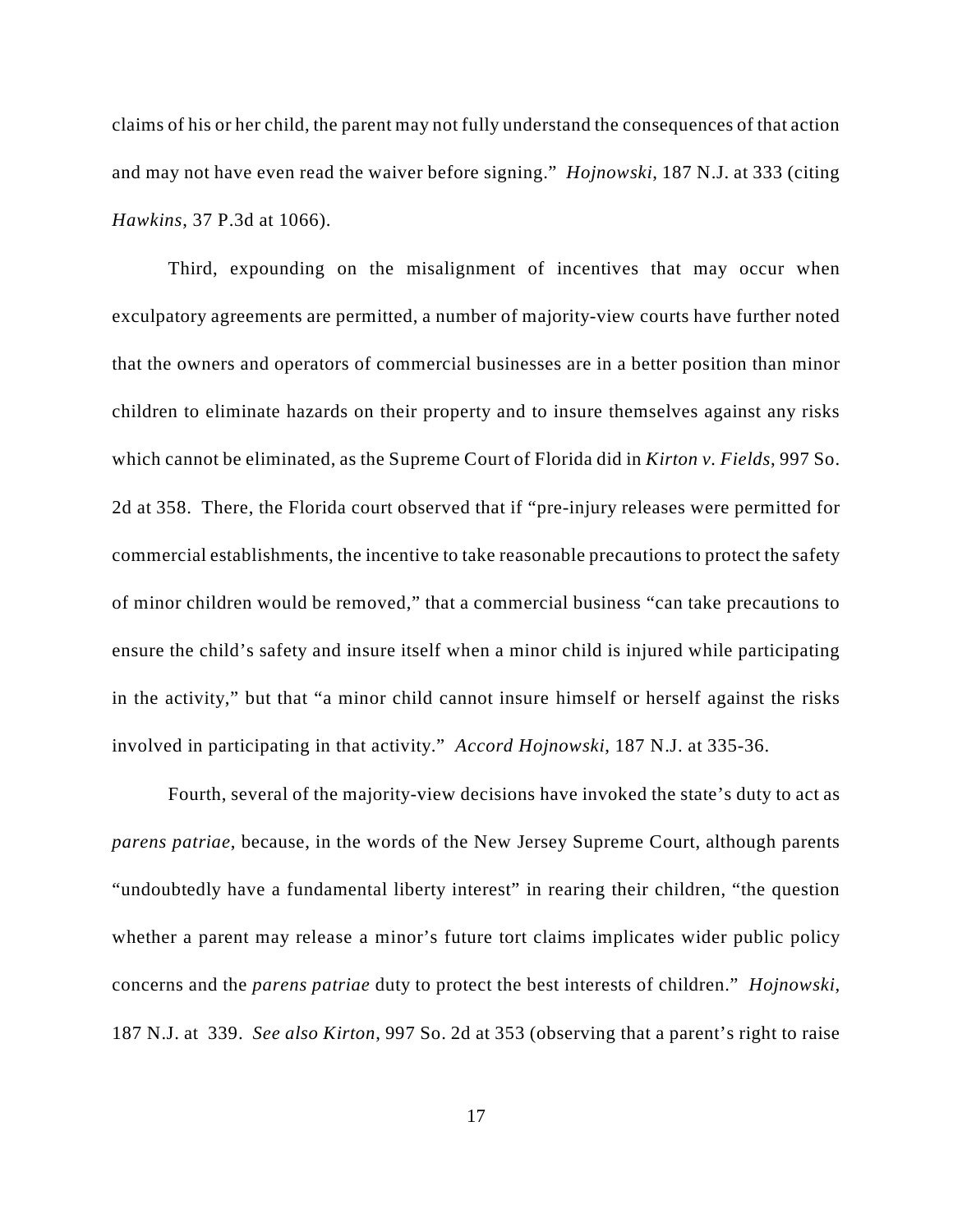claims of his or her child, the parent may not fully understand the consequences of that action and may not have even read the waiver before signing." *Hojnowski*, 187 N.J. at 333 (citing *Hawkins*, 37 P.3d at 1066).

Third, expounding on the misalignment of incentives that may occur when exculpatory agreements are permitted, a number of majority-view courts have further noted that the owners and operators of commercial businesses are in a better position than minor children to eliminate hazards on their property and to insure themselves against any risks which cannot be eliminated, as the Supreme Court of Florida did in *Kirton v. Fields*, 997 So. 2d at 358. There, the Florida court observed that if "pre-injury releases were permitted for commercial establishments, the incentive to take reasonable precautions to protect the safety of minor children would be removed," that a commercial business "can take precautions to ensure the child's safety and insure itself when a minor child is injured while participating in the activity," but that "a minor child cannot insure himself or herself against the risks involved in participating in that activity." *Accord Hojnowski*, 187 N.J. at 335-36.

Fourth, several of the majority-view decisions have invoked the state's duty to act as *parens patriae*, because, in the words of the New Jersey Supreme Court, although parents "undoubtedly have a fundamental liberty interest" in rearing their children, "the question whether a parent may release a minor's future tort claims implicates wider public policy concerns and the *parens patriae* duty to protect the best interests of children." *Hojnowski*, 187 N.J. at 339. *See also Kirton*, 997 So. 2d at 353 (observing that a parent's right to raise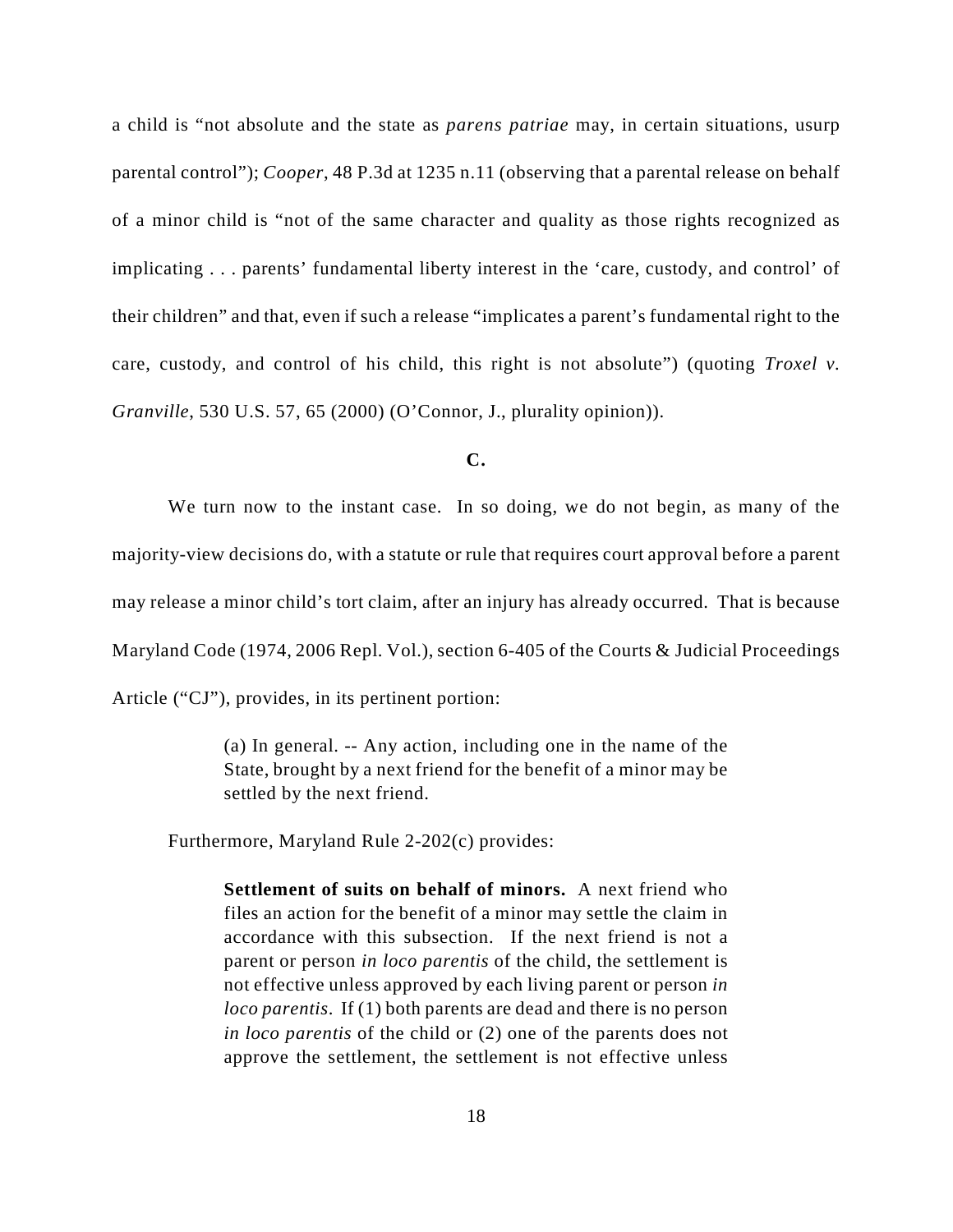a child is "not absolute and the state as *parens patriae* may, in certain situations, usurp parental control"); *Cooper*, 48 P.3d at 1235 n.11 (observing that a parental release on behalf of a minor child is "not of the same character and quality as those rights recognized as implicating . . . parents' fundamental liberty interest in the 'care, custody, and control' of their children" and that, even if such a release "implicates a parent's fundamental right to the care, custody, and control of his child, this right is not absolute") (quoting *Troxel v. Granville*, 530 U.S. 57, 65 (2000) (O'Connor, J., plurality opinion)).

**C.**

We turn now to the instant case. In so doing, we do not begin, as many of the majority-view decisions do, with a statute or rule that requires court approval before a parent may release a minor child's tort claim, after an injury has already occurred. That is because Maryland Code (1974, 2006 Repl. Vol.), section 6-405 of the Courts & Judicial Proceedings Article ("CJ"), provides, in its pertinent portion:

> (a) In general. -- Any action, including one in the name of the State, brought by a next friend for the benefit of a minor may be settled by the next friend.

Furthermore, Maryland Rule 2-202(c) provides:

> **Settlement of suits on behalf of minors.** A next friend who files an action for the benefit of a minor may settle the claim in accordance with this subsection. If the next friend is not a parent or person *in loco parentis* of the child, the settlement is not effective unless approved by each living parent or person *in loco parentis*. If (1) both parents are dead and there is no person *in loco parentis* of the child or (2) one of the parents does not approve the settlement, the settlement is not effective unless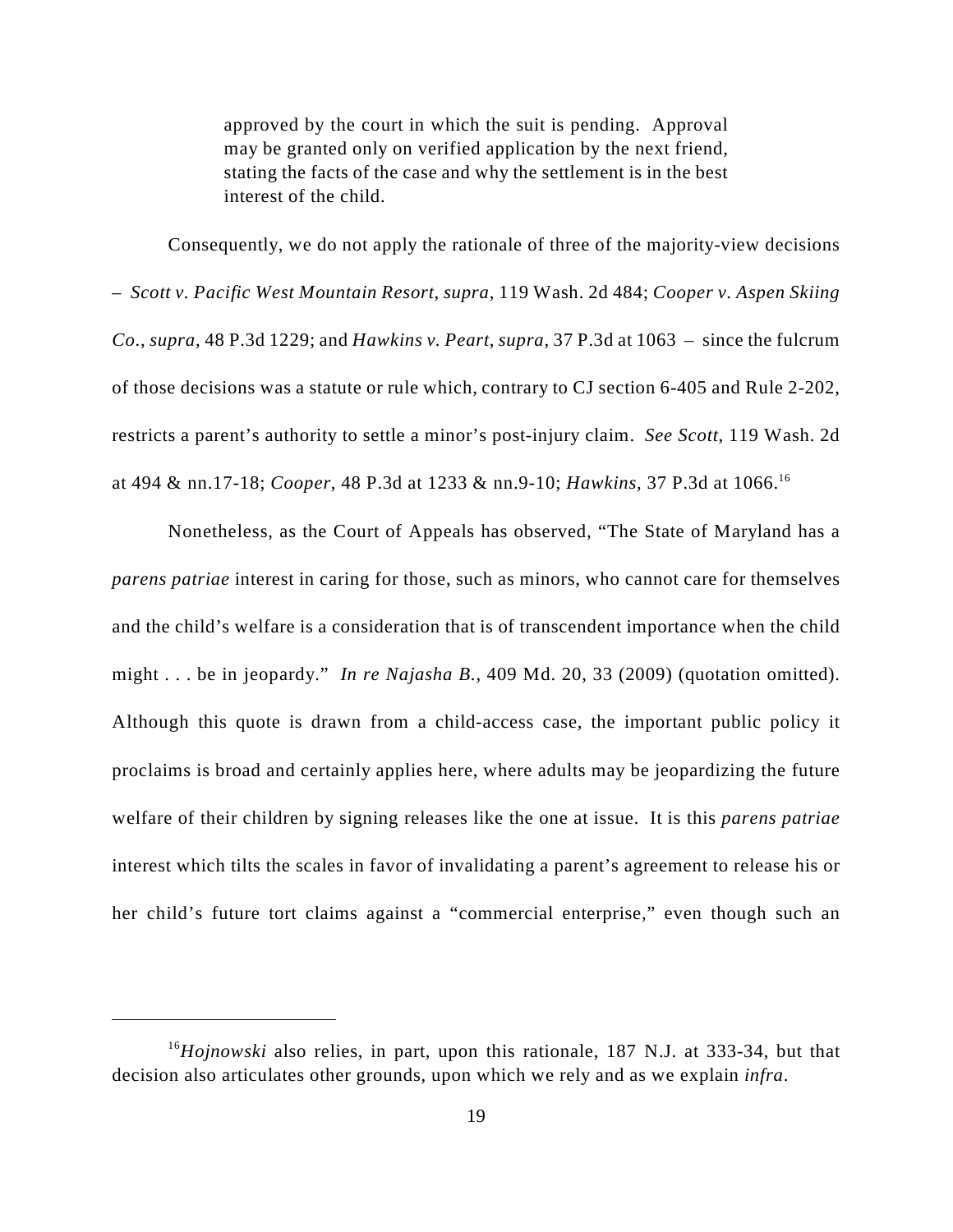> approved by the court in which the suit is pending. Approval may be granted only on verified application by the next friend, stating the facts of the case and why the settlement is in the best interest of the child.

Consequently, we do not apply the rationale of three of the majority-view decisions – *Scott v. Pacific West Mountain Resort*, *supra*, 119 Wash. 2d 484; *Cooper v. Aspen Skiing Co.*, *supra*, 48 P.3d 1229; and *Hawkins v. Peart*, *supra*, 37 P.3d at 1063 – since the fulcrum of those decisions was a statute or rule which, contrary to CJ section 6-405 and Rule 2-202, restricts a parent's authority to settle a minor's post-injury claim. *See Scott*, 119 Wash. 2d at 494 & nn.17-18; *Cooper*, 48 P.3d at 1233 & nn.9-10; *Hawkins*, 37 P.3d at 1066.[16]

Nonetheless, as the Court of Appeals has observed, "The State of Maryland has a *parens patriae* interest in caring for those, such as minors, who cannot care for themselves and the child's welfare is a consideration that is of transcendent importance when the child might . . . be in jeopardy." *In re Najasha B.*, 409 Md. 20, 33 (2009) (quotation omitted). Although this quote is drawn from a child-access case, the important public policy it proclaims is broad and certainly applies here, where adults may be jeopardizing the future welfare of their children by signing releases like the one at issue. It is this *parens patriae* interest which tilts the scales in favor of invalidating a parent's agreement to release his or her child's future tort claims against a "commercial enterprise," even though such an

---

[16] *Hojnowski* also relies, in part, upon this rationale, 187 N.J. at 333-34, but that decision also articulates other grounds, upon which we rely and as we explain *infra*.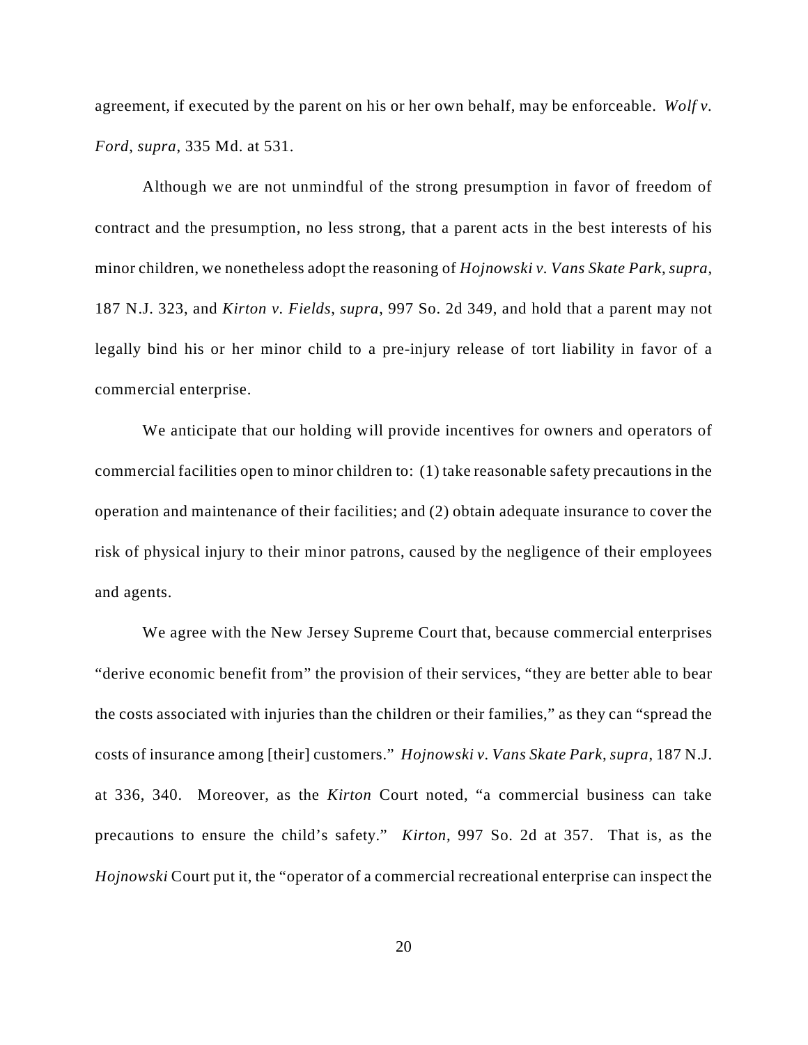agreement, if executed by the parent on his or her own behalf, may be enforceable. *Wolf v. Ford*, *supra*, 335 Md. at 531.

Although we are not unmindful of the strong presumption in favor of freedom of contract and the presumption, no less strong, that a parent acts in the best interests of his minor children, we nonetheless adopt the reasoning of *Hojnowski v. Vans Skate Park*, *supra*, 187 N.J. 323, and *Kirton v. Fields*, *supra*, 997 So. 2d 349, and hold that a parent may not legally bind his or her minor child to a pre-injury release of tort liability in favor of a commercial enterprise.

We anticipate that our holding will provide incentives for owners and operators of commercial facilities open to minor children to: (1) take reasonable safety precautions in the operation and maintenance of their facilities; and (2) obtain adequate insurance to cover the risk of physical injury to their minor patrons, caused by the negligence of their employees and agents.

We agree with the New Jersey Supreme Court that, because commercial enterprises "derive economic benefit from" the provision of their services, "they are better able to bear the costs associated with injuries than the children or their families," as they can "spread the costs of insurance among [their] customers." *Hojnowski v. Vans Skate Park*, *supra*, 187 N.J. at 336, 340. Moreover, as the *Kirton* Court noted, "a commercial business can take precautions to ensure the child's safety." *Kirton*, 997 So. 2d at 357. That is, as the *Hojnowski* Court put it, the "operator of a commercial recreational enterprise can inspect the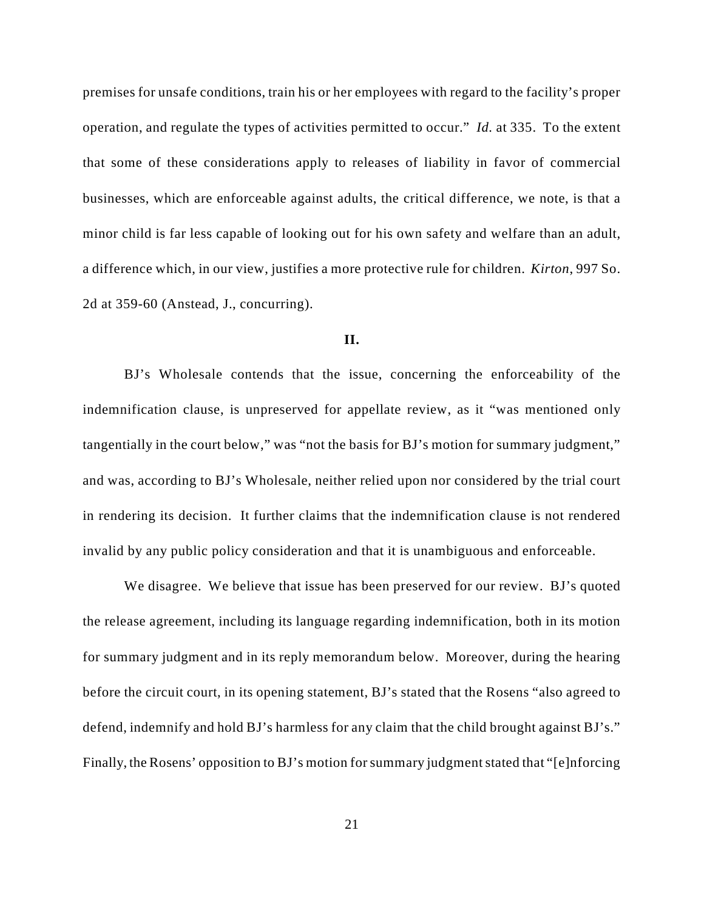premises for unsafe conditions, train his or her employees with regard to the facility's proper operation, and regulate the types of activities permitted to occur." *Id.* at 335. To the extent that some of these considerations apply to releases of liability in favor of commercial businesses, which are enforceable against adults, the critical difference, we note, is that a minor child is far less capable of looking out for his own safety and welfare than an adult, a difference which, in our view, justifies a more protective rule for children. *Kirton*, 997 So. 2d at 359-60 (Anstead, J., concurring).

**II.**

BJ's Wholesale contends that the issue, concerning the enforceability of the indemnification clause, is unpreserved for appellate review, as it "was mentioned only tangentially in the court below," was "not the basis for BJ's motion for summary judgment," and was, according to BJ's Wholesale, neither relied upon nor considered by the trial court in rendering its decision. It further claims that the indemnification clause is not rendered invalid by any public policy consideration and that it is unambiguous and enforceable.

We disagree. We believe that issue has been preserved for our review. BJ's quoted the release agreement, including its language regarding indemnification, both in its motion for summary judgment and in its reply memorandum below. Moreover, during the hearing before the circuit court, in its opening statement, BJ's stated that the Rosens "also agreed to defend, indemnify and hold BJ's harmless for any claim that the child brought against BJ's." Finally, the Rosens' opposition to BJ's motion for summary judgment stated that "[e]nforcing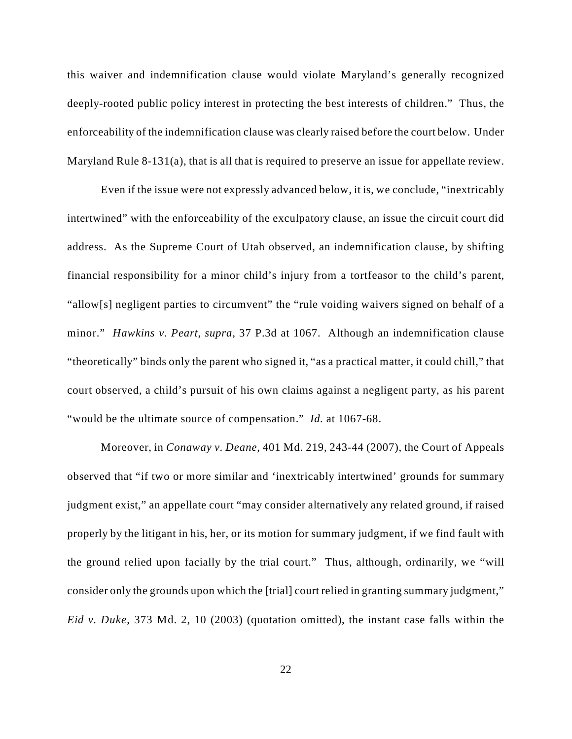this waiver and indemnification clause would violate Maryland's generally recognized deeply-rooted public policy interest in protecting the best interests of children." Thus, the enforceability of the indemnification clause was clearly raised before the court below. Under Maryland Rule 8-131(a), that is all that is required to preserve an issue for appellate review.

Even if the issue were not expressly advanced below, it is, we conclude, "inextricably intertwined" with the enforceability of the exculpatory clause, an issue the circuit court did address. As the Supreme Court of Utah observed, an indemnification clause, by shifting financial responsibility for a minor child's injury from a tortfeasor to the child's parent, "allow[s] negligent parties to circumvent" the "rule voiding waivers signed on behalf of a minor." *Hawkins v. Peart*, *supra*, 37 P.3d at 1067. Although an indemnification clause "theoretically" binds only the parent who signed it, "as a practical matter, it could chill," that court observed, a child's pursuit of his own claims against a negligent party, as his parent "would be the ultimate source of compensation." *Id.* at 1067-68.

Moreover, in *Conaway v. Deane*, 401 Md. 219, 243-44 (2007), the Court of Appeals observed that "if two or more similar and 'inextricably intertwined' grounds for summary judgment exist," an appellate court "may consider alternatively any related ground, if raised properly by the litigant in his, her, or its motion for summary judgment, if we find fault with the ground relied upon facially by the trial court." Thus, although, ordinarily, we "will consider only the grounds upon which the [trial] court relied in granting summary judgment," *Eid v. Duke*, 373 Md. 2, 10 (2003) (quotation omitted), the instant case falls within the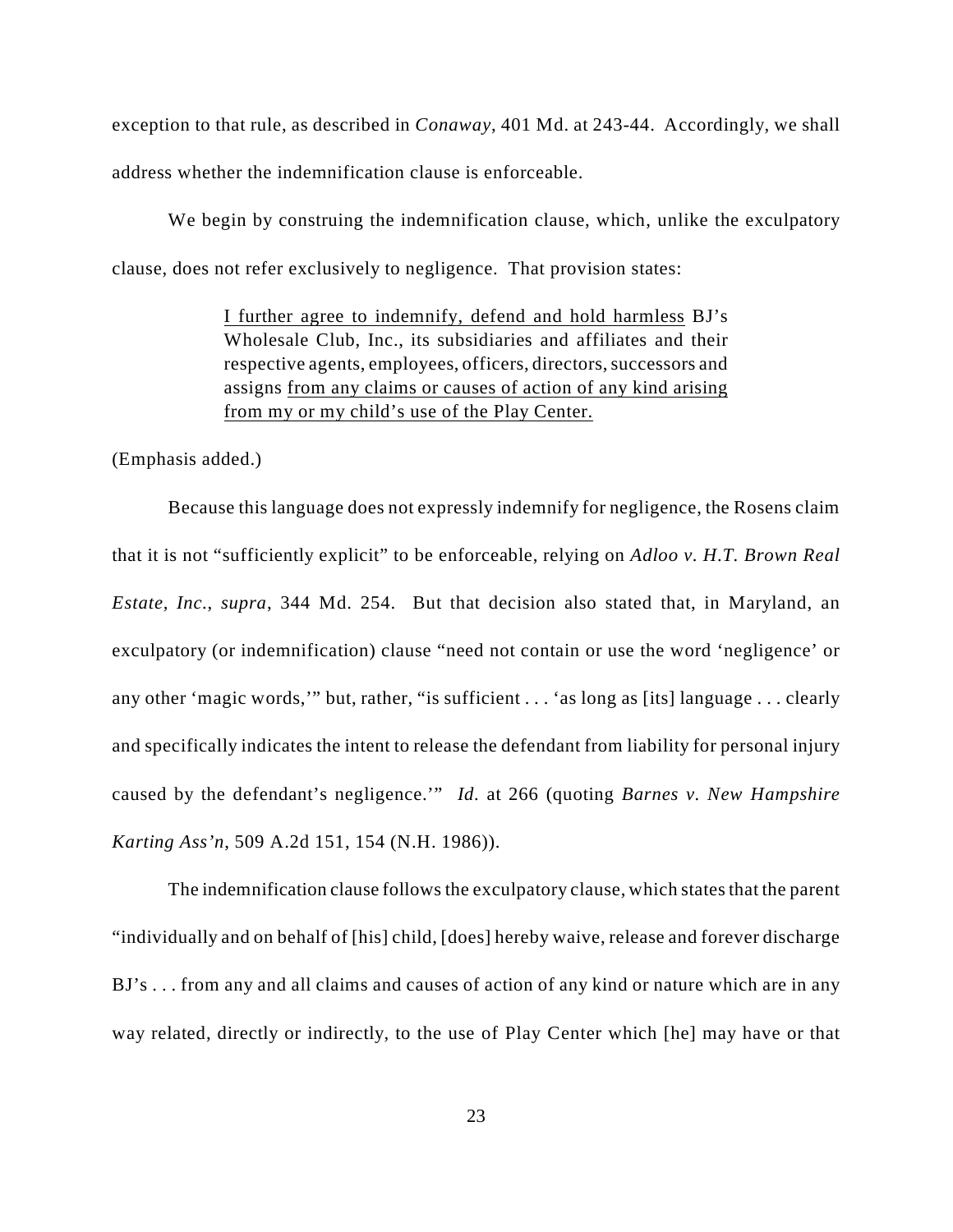exception to that rule, as described in *Conaway*, 401 Md. at 243-44. Accordingly, we shall address whether the indemnification clause is enforceable.

We begin by construing the indemnification clause, which, unlike the exculpatory clause, does not refer exclusively to negligence. That provision states:

> <u>I further agree to indemnify, defend and hold harmless</u> BJ's Wholesale Club, Inc., its subsidiaries and affiliates and their respective agents, employees, officers, directors, successors and assigns <u>from any claims or causes of action of any kind arising from my or my child's use of the Play Center.</u>

(Emphasis added.)

Because this language does not expressly indemnify for negligence, the Rosens claim that it is not "sufficiently explicit" to be enforceable, relying on *Adloo v. H.T. Brown Real Estate, Inc.*, *supra*, 344 Md. 254. But that decision also stated that, in Maryland, an exculpatory (or indemnification) clause "need not contain or use the word 'negligence' or any other 'magic words,'" but, rather, "is sufficient . . . 'as long as [its] language . . . clearly and specifically indicates the intent to release the defendant from liability for personal injury caused by the defendant's negligence.'" *Id.* at 266 (quoting *Barnes v. New Hampshire Karting Ass'n*, 509 A.2d 151, 154 (N.H. 1986)).

The indemnification clause follows the exculpatory clause, which states that the parent "individually and on behalf of [his] child, [does] hereby waive, release and forever discharge BJ's . . . from any and all claims and causes of action of any kind or nature which are in any way related, directly or indirectly, to the use of Play Center which [he] may have or that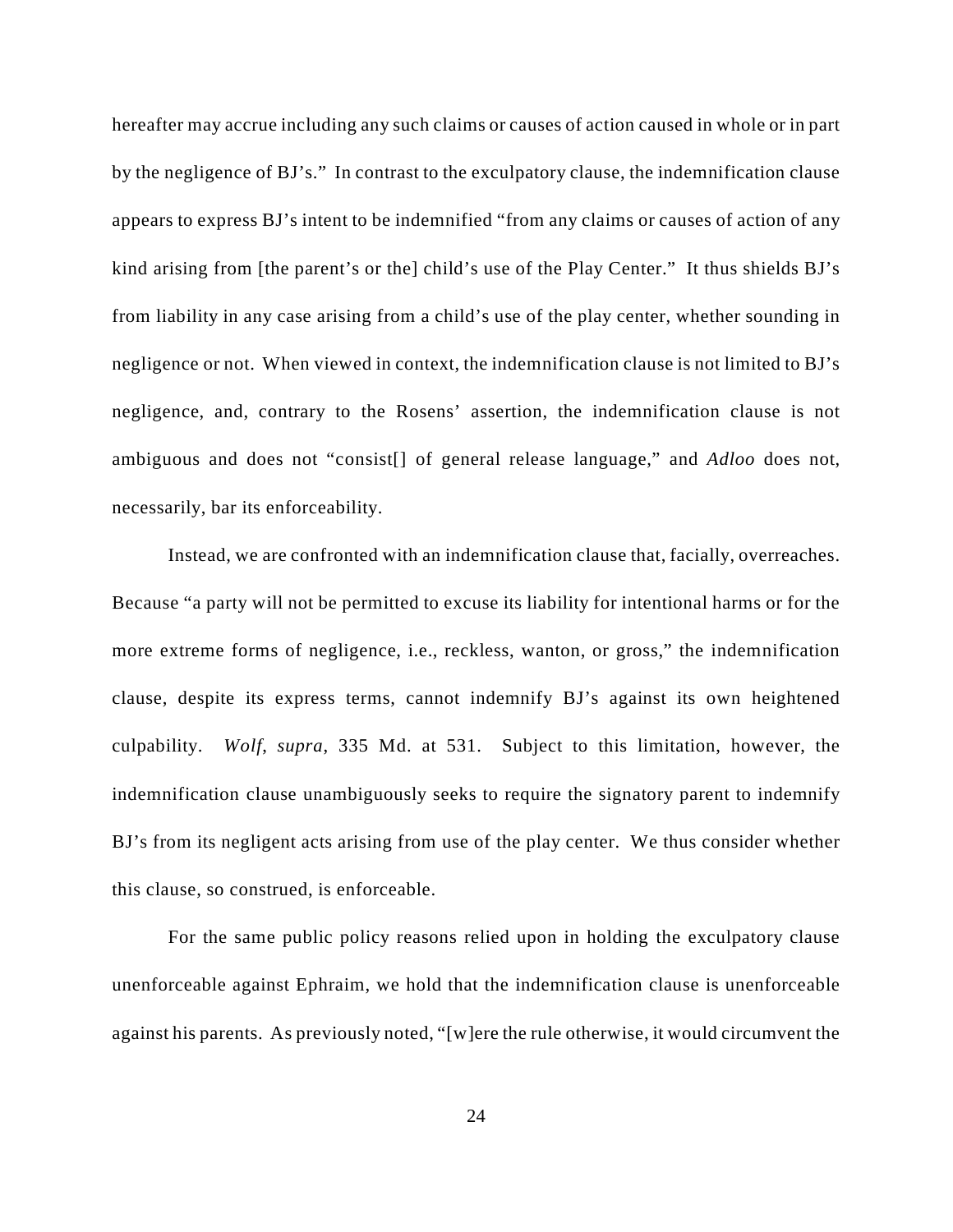hereafter may accrue including any such claims or causes of action caused in whole or in part by the negligence of BJ's." In contrast to the exculpatory clause, the indemnification clause appears to express BJ's intent to be indemnified "from any claims or causes of action of any kind arising from [the parent's or the] child's use of the Play Center." It thus shields BJ's from liability in any case arising from a child's use of the play center, whether sounding in negligence or not. When viewed in context, the indemnification clause is not limited to BJ's negligence, and, contrary to the Rosens' assertion, the indemnification clause is not ambiguous and does not "consist[] of general release language," and *Adloo* does not, necessarily, bar its enforceability.

Instead, we are confronted with an indemnification clause that, facially, overreaches. Because "a party will not be permitted to excuse its liability for intentional harms or for the more extreme forms of negligence, i.e., reckless, wanton, or gross," the indemnification clause, despite its express terms, cannot indemnify BJ's against its own heightened culpability. *Wolf*, *supra*, 335 Md. at 531. Subject to this limitation, however, the indemnification clause unambiguously seeks to require the signatory parent to indemnify BJ's from its negligent acts arising from use of the play center. We thus consider whether this clause, so construed, is enforceable.

For the same public policy reasons relied upon in holding the exculpatory clause unenforceable against Ephraim, we hold that the indemnification clause is unenforceable against his parents. As previously noted, "[w]ere the rule otherwise, it would circumvent the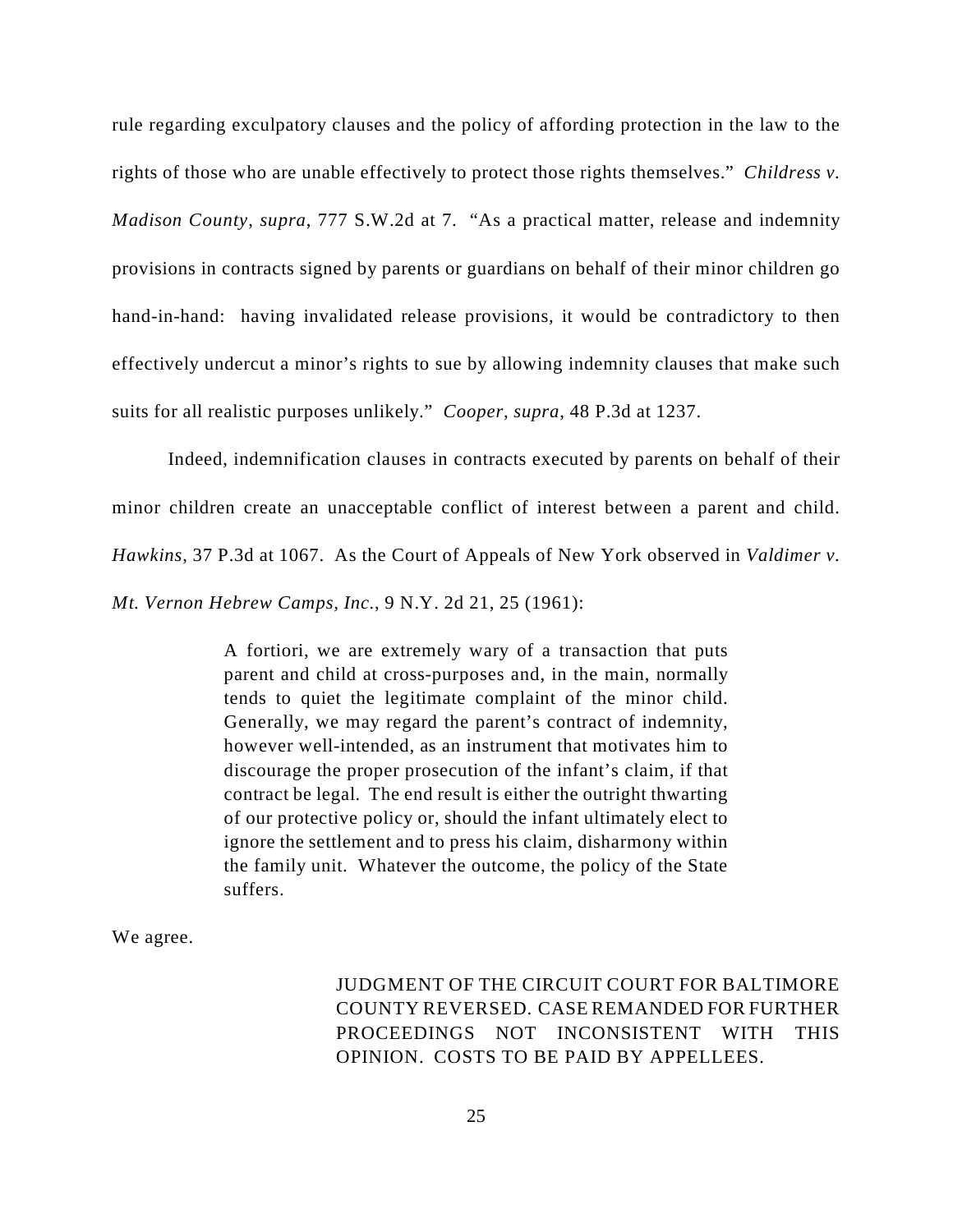rule regarding exculpatory clauses and the policy of affording protection in the law to the rights of those who are unable effectively to protect those rights themselves." *Childress v. Madison County*, *supra*, 777 S.W.2d at 7. "As a practical matter, release and indemnity provisions in contracts signed by parents or guardians on behalf of their minor children go hand-in-hand: having invalidated release provisions, it would be contradictory to then effectively undercut a minor's rights to sue by allowing indemnity clauses that make such suits for all realistic purposes unlikely." *Cooper*, *supra*, 48 P.3d at 1237.

Indeed, indemnification clauses in contracts executed by parents on behalf of their minor children create an unacceptable conflict of interest between a parent and child. *Hawkins*, 37 P.3d at 1067. As the Court of Appeals of New York observed in *Valdimer v. Mt. Vernon Hebrew Camps, Inc.*, 9 N.Y. 2d 21, 25 (1961):

> A fortiori, we are extremely wary of a transaction that puts parent and child at cross-purposes and, in the main, normally tends to quiet the legitimate complaint of the minor child. Generally, we may regard the parent's contract of indemnity, however well-intended, as an instrument that motivates him to discourage the proper prosecution of the infant's claim, if that contract be legal. The end result is either the outright thwarting of our protective policy or, should the infant ultimately elect to ignore the settlement and to press his claim, disharmony within the family unit. Whatever the outcome, the policy of the State suffers.

We agree.

JUDGMENT OF THE CIRCUIT COURT FOR BALTIMORE COUNTY REVERSED. CASE REMANDED FOR FURTHER PROCEEDINGS NOT INCONSISTENT WITH THIS OPINION. COSTS TO BE PAID BY APPELLEES.